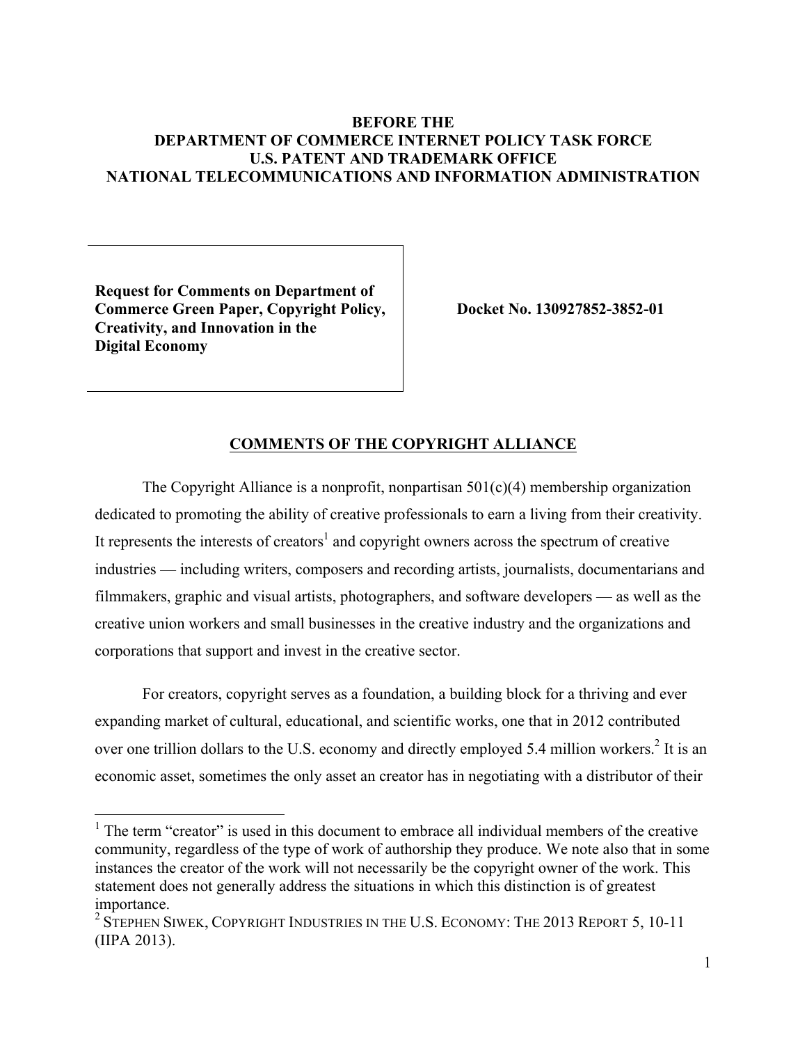**BEFORE THE**
**DEPARTMENT OF COMMERCE INTERNET POLICY TASK FORCE**
**U.S. PATENT AND TRADEMARK OFFICE**
**NATIONAL TELECOMMUNICATIONS AND INFORMATION ADMINISTRATION**

| **Request for Comments on Department of Commerce Green Paper, Copyright Policy, Creativity, and Innovation in the Digital Economy** | **Docket No. 130927852-3852-01** |
| --- | --- |

## COMMENTS OF THE COPYRIGHT ALLIANCE

The Copyright Alliance is a nonprofit, nonpartisan 501(c)(4) membership organization dedicated to promoting the ability of creative professionals to earn a living from their creativity. It represents the interests of creators[1] and copyright owners across the spectrum of creative industries — including writers, composers and recording artists, journalists, documentarians and filmmakers, graphic and visual artists, photographers, and software developers — as well as the creative union workers and small businesses in the creative industry and the organizations and corporations that support and invest in the creative sector.

For creators, copyright serves as a foundation, a building block for a thriving and ever expanding market of cultural, educational, and scientific works, one that in 2012 contributed over one trillion dollars to the U.S. economy and directly employed 5.4 million workers.[2] It is an economic asset, sometimes the only asset an creator has in negotiating with a distributor of their

---

[1] The term "creator" is used in this document to embrace all individual members of the creative community, regardless of the type of work of authorship they produce. We note also that in some instances the creator of the work will not necessarily be the copyright owner of the work. This statement does not generally address the situations in which this distinction is of greatest importance.

[2] STEPHEN SIWEK, COPYRIGHT INDUSTRIES IN THE U.S. ECONOMY: THE 2013 REPORT 5, 10-11 (IIPA 2013).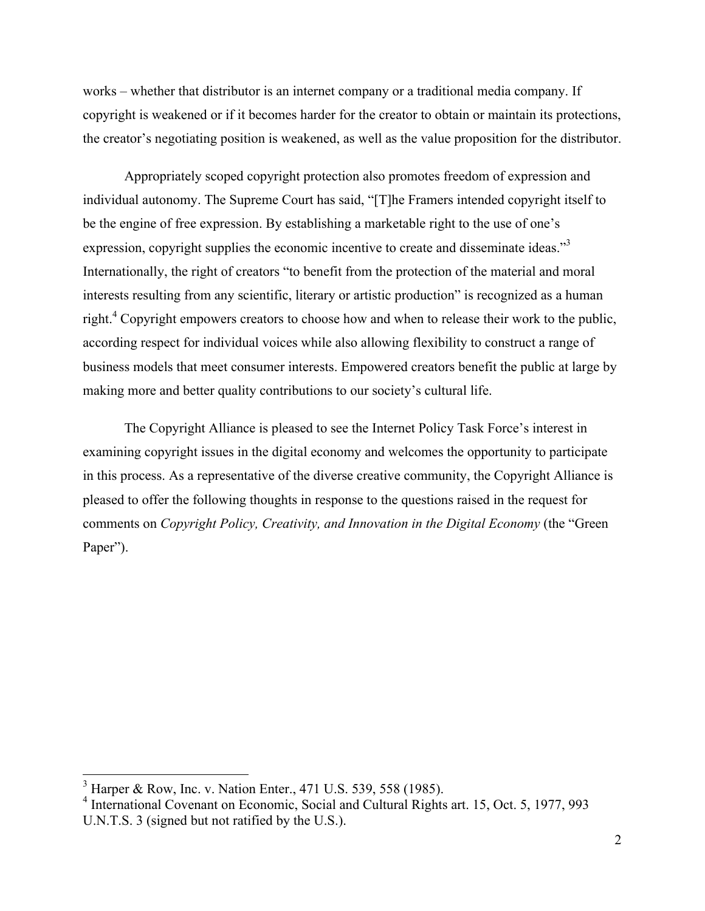works – whether that distributor is an internet company or a traditional media company. If copyright is weakened or if it becomes harder for the creator to obtain or maintain its protections, the creator's negotiating position is weakened, as well as the value proposition for the distributor.

Appropriately scoped copyright protection also promotes freedom of expression and individual autonomy. The Supreme Court has said, "[T]he Framers intended copyright itself to be the engine of free expression. By establishing a marketable right to the use of one's expression, copyright supplies the economic incentive to create and disseminate ideas."[3] Internationally, the right of creators "to benefit from the protection of the material and moral interests resulting from any scientific, literary or artistic production" is recognized as a human right.[4] Copyright empowers creators to choose how and when to release their work to the public, according respect for individual voices while also allowing flexibility to construct a range of business models that meet consumer interests. Empowered creators benefit the public at large by making more and better quality contributions to our society's cultural life.

The Copyright Alliance is pleased to see the Internet Policy Task Force's interest in examining copyright issues in the digital economy and welcomes the opportunity to participate in this process. As a representative of the diverse creative community, the Copyright Alliance is pleased to offer the following thoughts in response to the questions raised in the request for comments on *Copyright Policy, Creativity, and Innovation in the Digital Economy* (the "Green Paper").

---

[3] Harper & Row, Inc. v. Nation Enter., 471 U.S. 539, 558 (1985).

[4] International Covenant on Economic, Social and Cultural Rights art. 15, Oct. 5, 1977, 993 U.N.T.S. 3 (signed but not ratified by the U.S.).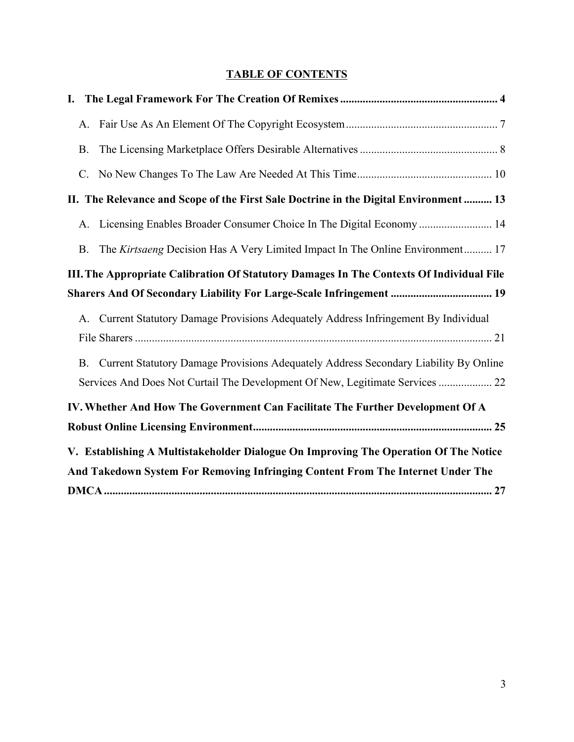## TABLE OF CONTENTS

**I. The Legal Framework For The Creation Of Remixes ........................................................ 4**

A. Fair Use As An Element Of The Copyright Ecosystem ...................................................... 7

B. The Licensing Marketplace Offers Desirable Alternatives ................................................. 8

C. No New Changes To The Law Are Needed At This Time................................................ 10

**II. The Relevance and Scope of the First Sale Doctrine in the Digital Environment .......... 13**

A. Licensing Enables Broader Consumer Choice In The Digital Economy .......................... 14

B. The *Kirtsaeng* Decision Has A Very Limited Impact In The Online Environment.......... 17

**III. The Appropriate Calibration Of Statutory Damages In The Contexts Of Individual File Sharers And Of Secondary Liability For Large-Scale Infringement .................................... 19**

A. Current Statutory Damage Provisions Adequately Address Infringement By Individual File Sharers ............................................................................................................................. 21

B. Current Statutory Damage Provisions Adequately Address Secondary Liability By Online Services And Does Not Curtail The Development Of New, Legitimate Services ................... 22

**IV. Whether And How The Government Can Facilitate The Further Development Of A Robust Online Licensing Environment..................................................................................... 25**

**V. Establishing A Multistakeholder Dialogue On Improving The Operation Of The Notice And Takedown System For Removing Infringing Content From The Internet Under The DMCA ......................................................................................................................................... 27**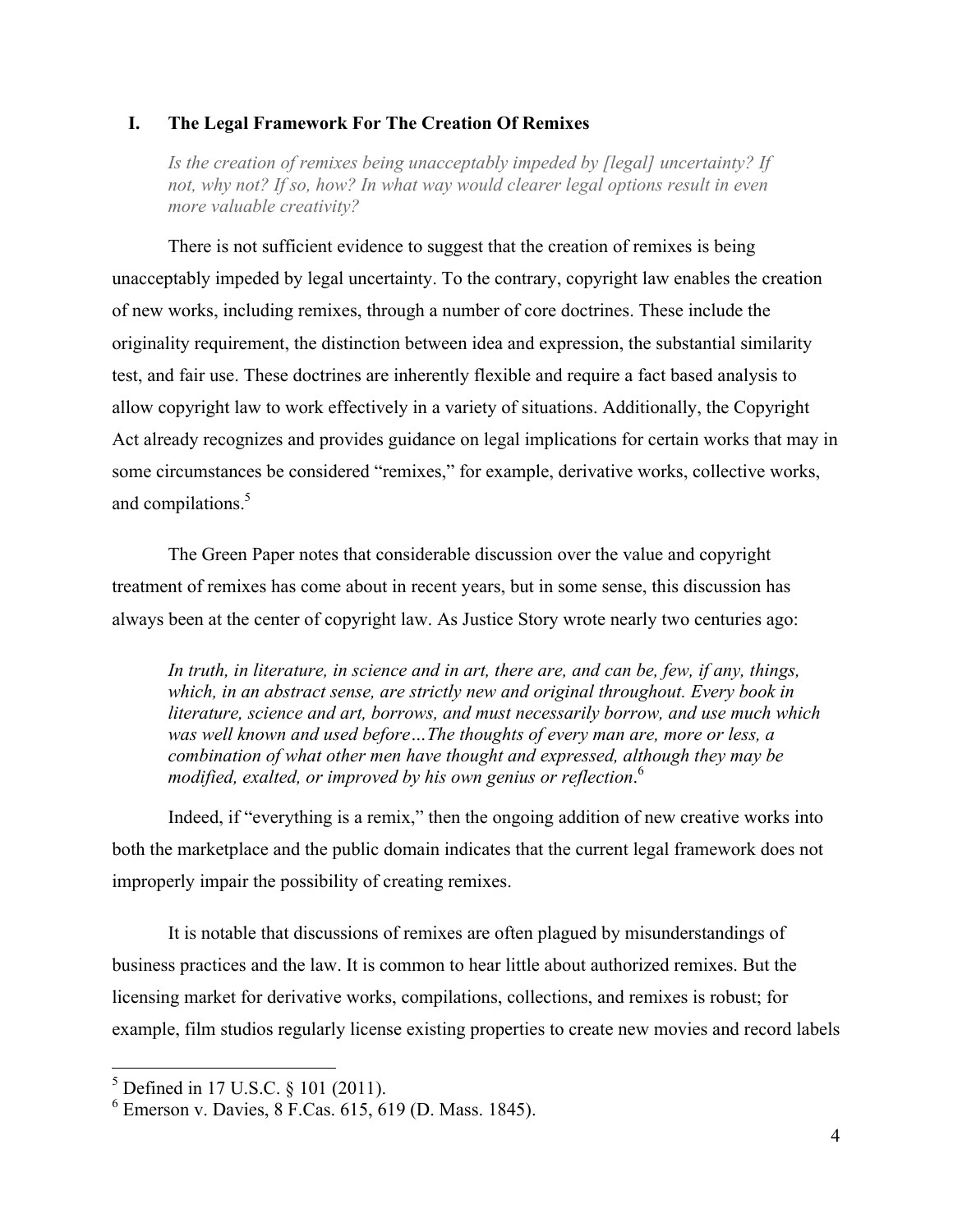## I. The Legal Framework For The Creation Of Remixes

*Is the creation of remixes being unacceptably impeded by [legal] uncertainty? If not, why not? If so, how? In what way would clearer legal options result in even more valuable creativity?*

There is not sufficient evidence to suggest that the creation of remixes is being unacceptably impeded by legal uncertainty. To the contrary, copyright law enables the creation of new works, including remixes, through a number of core doctrines. These include the originality requirement, the distinction between idea and expression, the substantial similarity test, and fair use. These doctrines are inherently flexible and require a fact based analysis to allow copyright law to work effectively in a variety of situations. Additionally, the Copyright Act already recognizes and provides guidance on legal implications for certain works that may in some circumstances be considered "remixes," for example, derivative works, collective works, and compilations.[5]

The Green Paper notes that considerable discussion over the value and copyright treatment of remixes has come about in recent years, but in some sense, this discussion has always been at the center of copyright law. As Justice Story wrote nearly two centuries ago:

> *In truth, in literature, in science and in art, there are, and can be, few, if any, things, which, in an abstract sense, are strictly new and original throughout. Every book in literature, science and art, borrows, and must necessarily borrow, and use much which was well known and used before…The thoughts of every man are, more or less, a combination of what other men have thought and expressed, although they may be modified, exalted, or improved by his own genius or reflection.*[6]

Indeed, if "everything is a remix," then the ongoing addition of new creative works into both the marketplace and the public domain indicates that the current legal framework does not improperly impair the possibility of creating remixes.

It is notable that discussions of remixes are often plagued by misunderstandings of business practices and the law. It is common to hear little about authorized remixes. But the licensing market for derivative works, compilations, collections, and remixes is robust; for example, film studios regularly license existing properties to create new movies and record labels

---

[5] Defined in 17 U.S.C. § 101 (2011).

[6] Emerson v. Davies, 8 F.Cas. 615, 619 (D. Mass. 1845).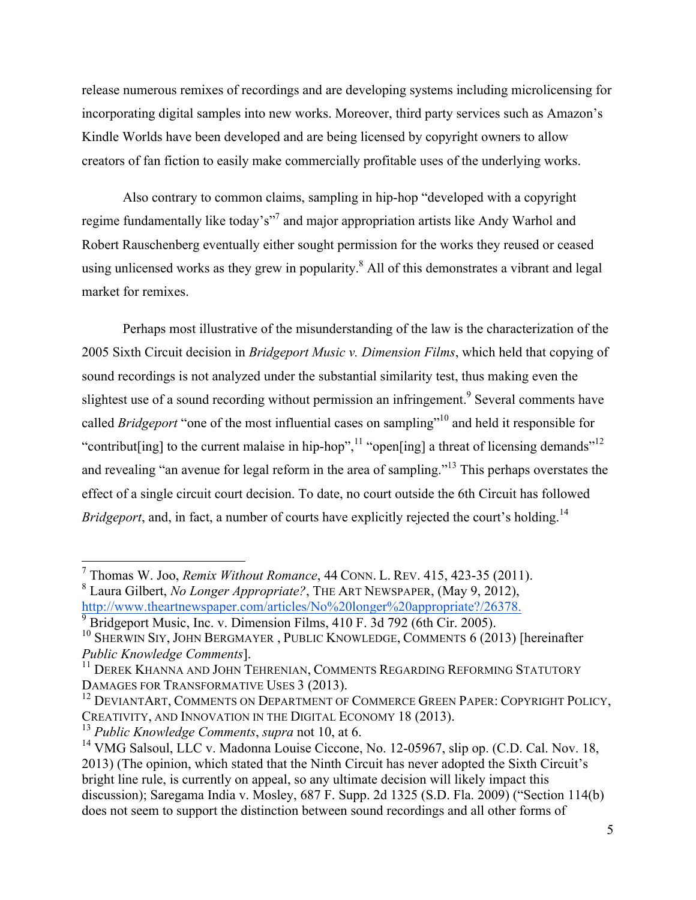release numerous remixes of recordings and are developing systems including microlicensing for incorporating digital samples into new works. Moreover, third party services such as Amazon's Kindle Worlds have been developed and are being licensed by copyright owners to allow creators of fan fiction to easily make commercially profitable uses of the underlying works.

Also contrary to common claims, sampling in hip-hop "developed with a copyright regime fundamentally like today's"[7] and major appropriation artists like Andy Warhol and Robert Rauschenberg eventually either sought permission for the works they reused or ceased using unlicensed works as they grew in popularity.[8] All of this demonstrates a vibrant and legal market for remixes.

Perhaps most illustrative of the misunderstanding of the law is the characterization of the 2005 Sixth Circuit decision in *Bridgeport Music v. Dimension Films*, which held that copying of sound recordings is not analyzed under the substantial similarity test, thus making even the slightest use of a sound recording without permission an infringement.[9] Several comments have called *Bridgeport* "one of the most influential cases on sampling"[10] and held it responsible for "contribut[ing] to the current malaise in hip-hop",[11] "open[ing] a threat of licensing demands"[12] and revealing "an avenue for legal reform in the area of sampling."[13] This perhaps overstates the effect of a single circuit court decision. To date, no court outside the 6th Circuit has followed *Bridgeport*, and, in fact, a number of courts have explicitly rejected the court's holding.[14]

---

[7] Thomas W. Joo, *Remix Without Romance*, 44 CONN. L. REV. 415, 423-35 (2011).

[8] Laura Gilbert, *No Longer Appropriate?*, THE ART NEWSPAPER, (May 9, 2012), http://www.theartnewspaper.com/articles/No%20longer%20appropriate?/26378.

[9] Bridgeport Music, Inc. v. Dimension Films, 410 F. 3d 792 (6th Cir. 2005).

[10] SHERWIN SIY, JOHN BERGMAYER , PUBLIC KNOWLEDGE, COMMENTS 6 (2013) [hereinafter *Public Knowledge Comments*].

[11] DEREK KHANNA AND JOHN TEHRENIAN, COMMENTS REGARDING REFORMING STATUTORY DAMAGES FOR TRANSFORMATIVE USES 3 (2013).

[12] DEVIANTART, COMMENTS ON DEPARTMENT OF COMMERCE GREEN PAPER: COPYRIGHT POLICY, CREATIVITY, AND INNOVATION IN THE DIGITAL ECONOMY 18 (2013).

[13] *Public Knowledge Comments*, *supra* not 10, at 6.

[14] VMG Salsoul, LLC v. Madonna Louise Ciccone, No. 12-05967, slip op. (C.D. Cal. Nov. 18, 2013) (The opinion, which stated that the Ninth Circuit has never adopted the Sixth Circuit's bright line rule, is currently on appeal, so any ultimate decision will likely impact this discussion); Saregama India v. Mosley, 687 F. Supp. 2d 1325 (S.D. Fla. 2009) ("Section 114(b) does not seem to support the distinction between sound recordings and all other forms of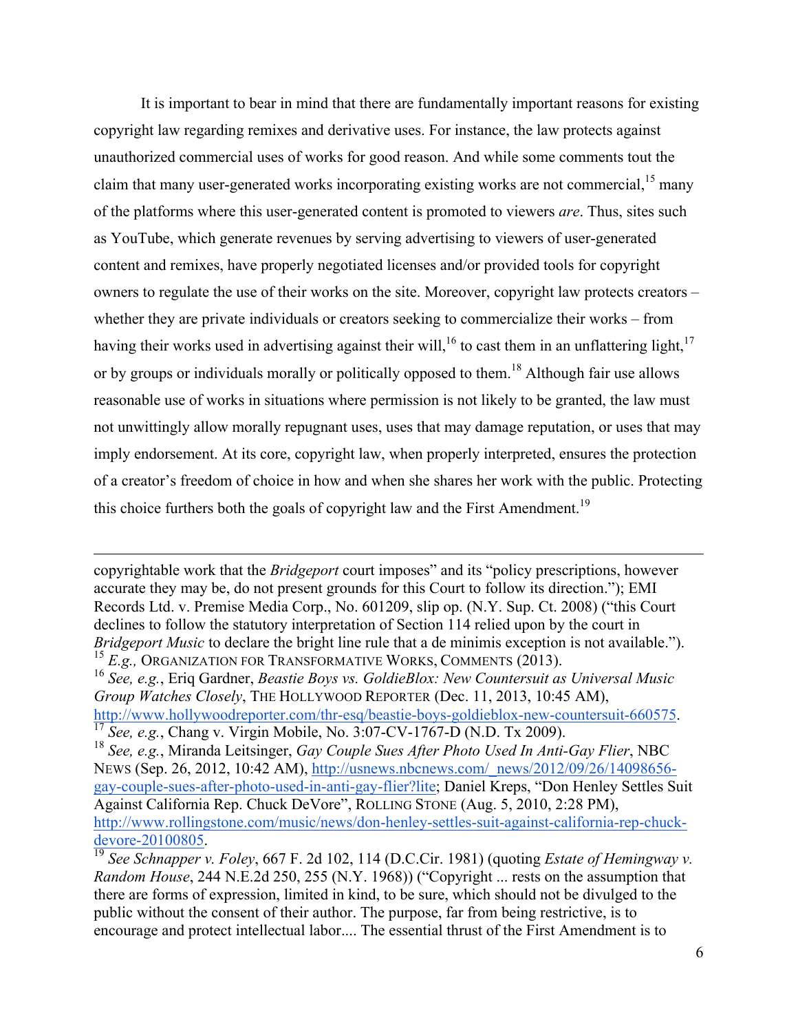It is important to bear in mind that there are fundamentally important reasons for existing copyright law regarding remixes and derivative uses. For instance, the law protects against unauthorized commercial uses of works for good reason. And while some comments tout the claim that many user-generated works incorporating existing works are not commercial,[15] many of the platforms where this user-generated content is promoted to viewers *are*. Thus, sites such as YouTube, which generate revenues by serving advertising to viewers of user-generated content and remixes, have properly negotiated licenses and/or provided tools for copyright owners to regulate the use of their works on the site. Moreover, copyright law protects creators – whether they are private individuals or creators seeking to commercialize their works – from having their works used in advertising against their will,[16] to cast them in an unflattering light,[17] or by groups or individuals morally or politically opposed to them.[18] Although fair use allows reasonable use of works in situations where permission is not likely to be granted, the law must not unwittingly allow morally repugnant uses, uses that may damage reputation, or uses that may imply endorsement. At its core, copyright law, when properly interpreted, ensures the protection of a creator's freedom of choice in how and when she shares her work with the public. Protecting this choice furthers both the goals of copyright law and the First Amendment.[19]

---

copyrightable work that the *Bridgeport* court imposes" and its "policy prescriptions, however accurate they may be, do not present grounds for this Court to follow its direction."); EMI Records Ltd. v. Premise Media Corp., No. 601209, slip op. (N.Y. Sup. Ct. 2008) ("this Court declines to follow the statutory interpretation of Section 114 relied upon by the court in *Bridgeport Music* to declare the bright line rule that a de minimis exception is not available.").

[15] *E.g.,* ORGANIZATION FOR TRANSFORMATIVE WORKS, COMMENTS (2013).

[16] *See, e.g.*, Eriq Gardner, *Beastie Boys vs. GoldieBlox: New Countersuit as Universal Music Group Watches Closely*, THE HOLLYWOOD REPORTER (Dec. 11, 2013, 10:45 AM), http://www.hollywoodreporter.com/thr-esq/beastie-boys-goldieblox-new-countersuit-660575.

[17] *See, e.g.*, Chang v. Virgin Mobile, No. 3:07-CV-1767-D (N.D. Tx 2009).

[18] *See, e.g.*, Miranda Leitsinger, *Gay Couple Sues After Photo Used In Anti-Gay Flier*, NBC NEWS (Sep. 26, 2012, 10:42 AM), http://usnews.nbcnews.com/_news/2012/09/26/14098656-gay-couple-sues-after-photo-used-in-anti-gay-flier?lite; Daniel Kreps, "Don Henley Settles Suit Against California Rep. Chuck DeVore", ROLLING STONE (Aug. 5, 2010, 2:28 PM), http://www.rollingstone.com/music/news/don-henley-settles-suit-against-california-rep-chuck-devore-20100805.

[19] *See Schnapper v. Foley*, 667 F. 2d 102, 114 (D.C.Cir. 1981) (quoting *Estate of Hemingway v. Random House*, 244 N.E.2d 250, 255 (N.Y. 1968)) ("Copyright ... rests on the assumption that there are forms of expression, limited in kind, to be sure, which should not be divulged to the public without the consent of their author. The purpose, far from being restrictive, is to encourage and protect intellectual labor.... The essential thrust of the First Amendment is to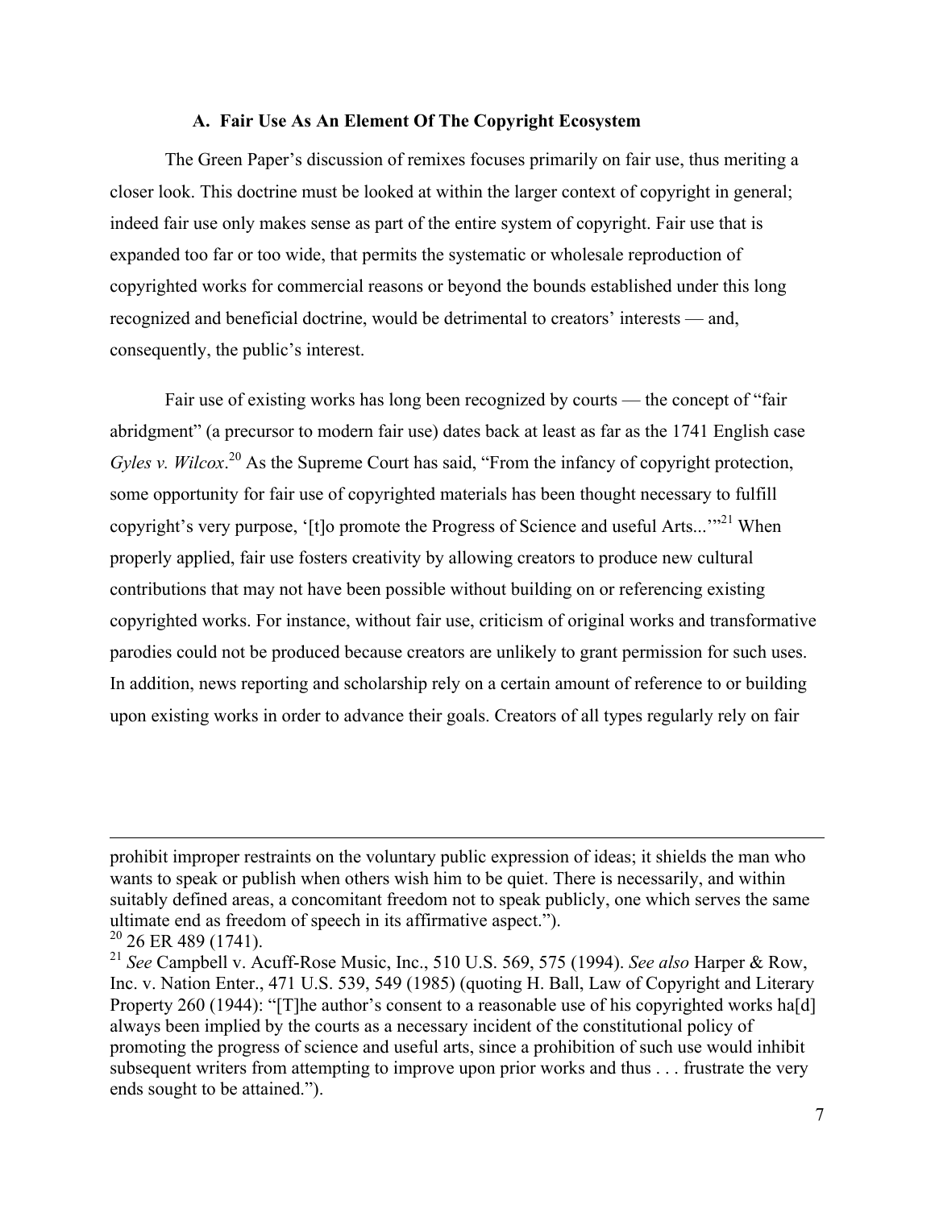### A. Fair Use As An Element Of The Copyright Ecosystem

The Green Paper's discussion of remixes focuses primarily on fair use, thus meriting a closer look. This doctrine must be looked at within the larger context of copyright in general; indeed fair use only makes sense as part of the entire system of copyright. Fair use that is expanded too far or too wide, that permits the systematic or wholesale reproduction of copyrighted works for commercial reasons or beyond the bounds established under this long recognized and beneficial doctrine, would be detrimental to creators' interests — and, consequently, the public's interest.

Fair use of existing works has long been recognized by courts — the concept of "fair abridgment" (a precursor to modern fair use) dates back at least as far as the 1741 English case *Gyles v. Wilcox*.[20] As the Supreme Court has said, "From the infancy of copyright protection, some opportunity for fair use of copyrighted materials has been thought necessary to fulfill copyright's very purpose, '[t]o promote the Progress of Science and useful Arts...'"[21] When properly applied, fair use fosters creativity by allowing creators to produce new cultural contributions that may not have been possible without building on or referencing existing copyrighted works. For instance, without fair use, criticism of original works and transformative parodies could not be produced because creators are unlikely to grant permission for such uses. In addition, news reporting and scholarship rely on a certain amount of reference to or building upon existing works in order to advance their goals. Creators of all types regularly rely on fair

---

prohibit improper restraints on the voluntary public expression of ideas; it shields the man who wants to speak or publish when others wish him to be quiet. There is necessarily, and within suitably defined areas, a concomitant freedom not to speak publicly, one which serves the same ultimate end as freedom of speech in its affirmative aspect.").

[20] 26 ER 489 (1741).

[21] *See* Campbell v. Acuff-Rose Music, Inc., 510 U.S. 569, 575 (1994). *See also* Harper & Row, Inc. v. Nation Enter., 471 U.S. 539, 549 (1985) (quoting H. Ball, Law of Copyright and Literary Property 260 (1944): "[T]he author's consent to a reasonable use of his copyrighted works ha[d] always been implied by the courts as a necessary incident of the constitutional policy of promoting the progress of science and useful arts, since a prohibition of such use would inhibit subsequent writers from attempting to improve upon prior works and thus . . . frustrate the very ends sought to be attained.").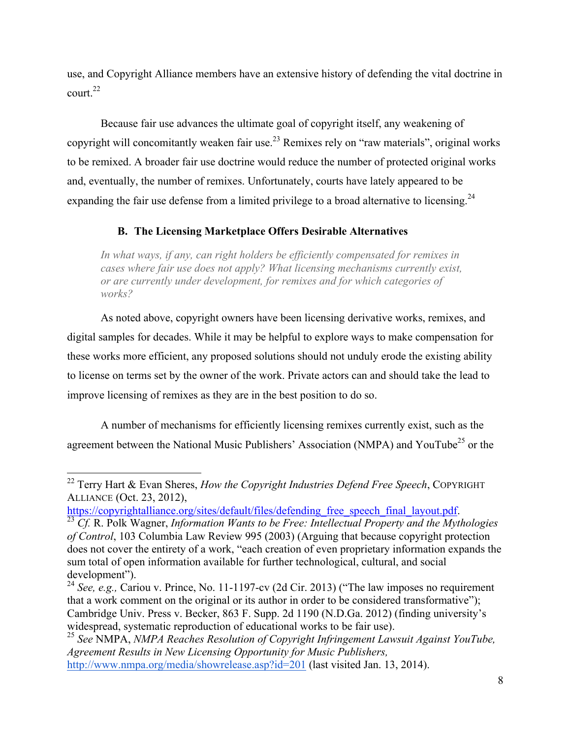use, and Copyright Alliance members have an extensive history of defending the vital doctrine in court.[22]

Because fair use advances the ultimate goal of copyright itself, any weakening of copyright will concomitantly weaken fair use.[23] Remixes rely on "raw materials", original works to be remixed. A broader fair use doctrine would reduce the number of protected original works and, eventually, the number of remixes. Unfortunately, courts have lately appeared to be expanding the fair use defense from a limited privilege to a broad alternative to licensing.[24]

### B. The Licensing Marketplace Offers Desirable Alternatives

> *In what ways, if any, can right holders be efficiently compensated for remixes in cases where fair use does not apply? What licensing mechanisms currently exist, or are currently under development, for remixes and for which categories of works?*

As noted above, copyright owners have been licensing derivative works, remixes, and digital samples for decades. While it may be helpful to explore ways to make compensation for these works more efficient, any proposed solutions should not unduly erode the existing ability to license on terms set by the owner of the work. Private actors can and should take the lead to improve licensing of remixes as they are in the best position to do so.

A number of mechanisms for efficiently licensing remixes currently exist, such as the agreement between the National Music Publishers' Association (NMPA) and YouTube[25] or the

---

[22] Terry Hart & Evan Sheres, *How the Copyright Industries Defend Free Speech*, COPYRIGHT ALLIANCE (Oct. 23, 2012), https://copyrightalliance.org/sites/default/files/defending_free_speech_final_layout.pdf.

[23] *Cf.* R. Polk Wagner, *Information Wants to be Free: Intellectual Property and the Mythologies of Control*, 103 Columbia Law Review 995 (2003) (Arguing that because copyright protection does not cover the entirety of a work, "each creation of even proprietary information expands the sum total of open information available for further technological, cultural, and social development").

[24] *See, e.g.,* Cariou v. Prince, No. 11-1197-cv (2d Cir. 2013) ("The law imposes no requirement that a work comment on the original or its author in order to be considered transformative"); Cambridge Univ. Press v. Becker, 863 F. Supp. 2d 1190 (N.D.Ga. 2012) (finding university's widespread, systematic reproduction of educational works to be fair use).

[25] *See* NMPA, *NMPA Reaches Resolution of Copyright Infringement Lawsuit Against YouTube, Agreement Results in New Licensing Opportunity for Music Publishers,* http://www.nmpa.org/media/showrelease.asp?id=201 (last visited Jan. 13, 2014).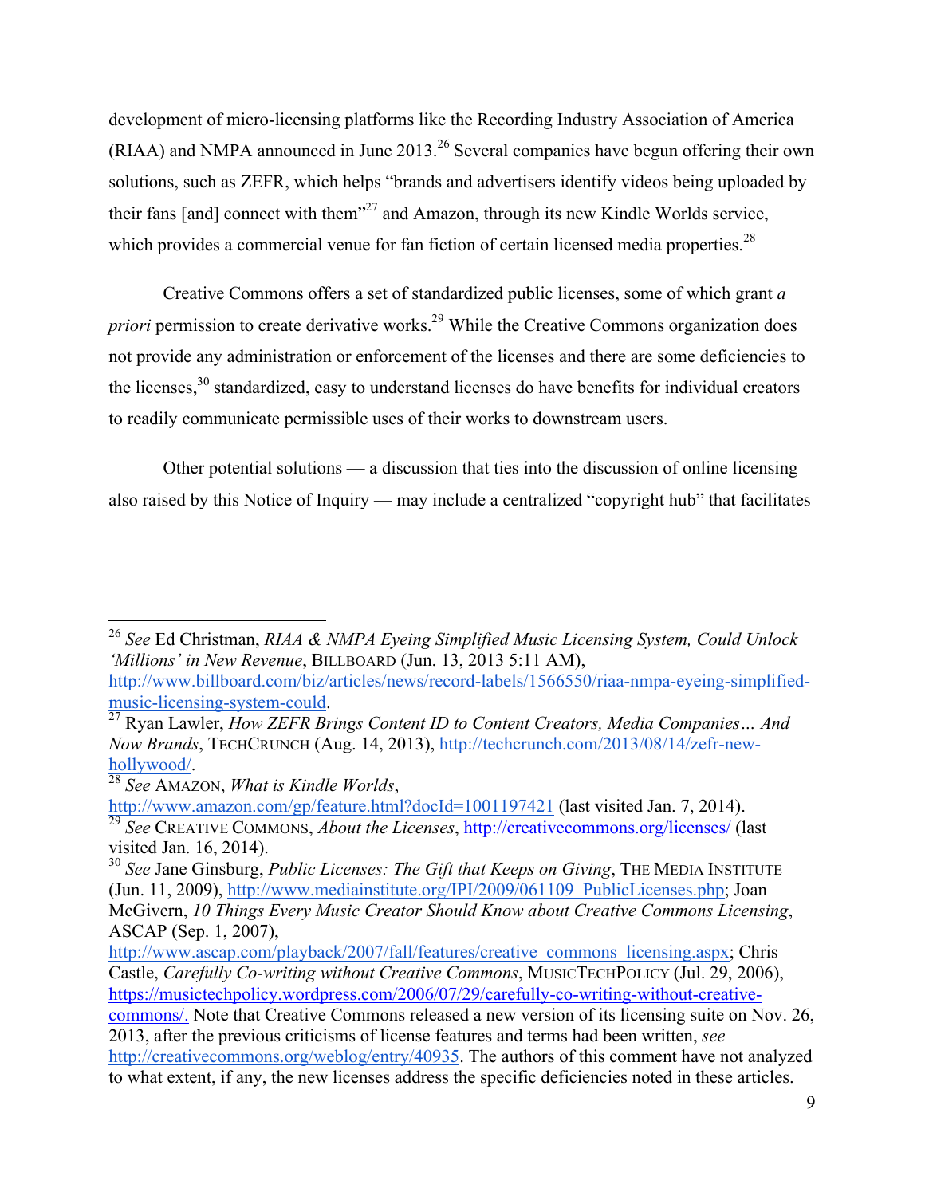development of micro-licensing platforms like the Recording Industry Association of America (RIAA) and NMPA announced in June 2013.[26] Several companies have begun offering their own solutions, such as ZEFR, which helps "brands and advertisers identify videos being uploaded by their fans [and] connect with them"[27] and Amazon, through its new Kindle Worlds service, which provides a commercial venue for fan fiction of certain licensed media properties.[28]

Creative Commons offers a set of standardized public licenses, some of which grant *a priori* permission to create derivative works.[29] While the Creative Commons organization does not provide any administration or enforcement of the licenses and there are some deficiencies to the licenses,[30] standardized, easy to understand licenses do have benefits for individual creators to readily communicate permissible uses of their works to downstream users.

Other potential solutions — a discussion that ties into the discussion of online licensing also raised by this Notice of Inquiry — may include a centralized "copyright hub" that facilitates

---

[26] *See* Ed Christman, *RIAA & NMPA Eyeing Simplified Music Licensing System, Could Unlock 'Millions' in New Revenue*, BILLBOARD (Jun. 13, 2013 5:11 AM), http://www.billboard.com/biz/articles/news/record-labels/1566550/riaa-nmpa-eyeing-simplified-music-licensing-system-could.

[27] Ryan Lawler, *How ZEFR Brings Content ID to Content Creators, Media Companies… And Now Brands*, TECHCRUNCH (Aug. 14, 2013), http://techcrunch.com/2013/08/14/zefr-new-hollywood/.

[28] *See* AMAZON, *What is Kindle Worlds*, http://www.amazon.com/gp/feature.html?docId=1001197421 (last visited Jan. 7, 2014).

[29] *See* CREATIVE COMMONS, *About the Licenses*, http://creativecommons.org/licenses/ (last visited Jan. 16, 2014).

[30] *See* Jane Ginsburg, *Public Licenses: The Gift that Keeps on Giving*, THE MEDIA INSTITUTE (Jun. 11, 2009), http://www.mediainstitute.org/IPI/2009/061109_PublicLicenses.php; Joan McGivern, *10 Things Every Music Creator Should Know about Creative Commons Licensing*, ASCAP (Sep. 1, 2007), http://www.ascap.com/playback/2007/fall/features/creative_commons_licensing.aspx; Chris Castle, *Carefully Co-writing without Creative Commons*, MUSICTECHPOLICY (Jul. 29, 2006), https://musictechpolicy.wordpress.com/2006/07/29/carefully-co-writing-without-creative-commons/. Note that Creative Commons released a new version of its licensing suite on Nov. 26, 2013, after the previous criticisms of license features and terms had been written, *see* http://creativecommons.org/weblog/entry/40935. The authors of this comment have not analyzed to what extent, if any, the new licenses address the specific deficiencies noted in these articles.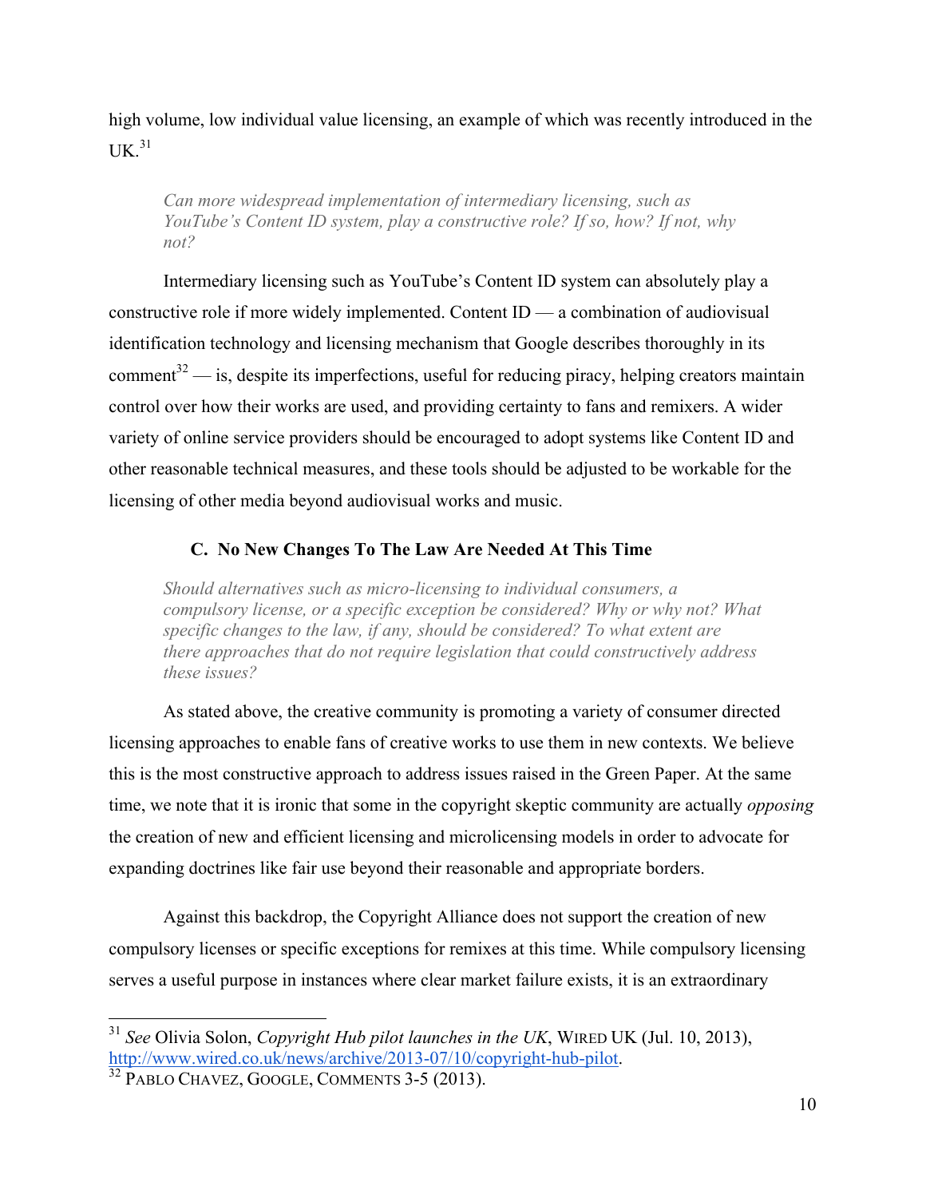high volume, low individual value licensing, an example of which was recently introduced in the UK.[31]

> *Can more widespread implementation of intermediary licensing, such as YouTube's Content ID system, play a constructive role? If so, how? If not, why not?*

Intermediary licensing such as YouTube's Content ID system can absolutely play a constructive role if more widely implemented. Content ID — a combination of audiovisual identification technology and licensing mechanism that Google describes thoroughly in its comment[32] — is, despite its imperfections, useful for reducing piracy, helping creators maintain control over how their works are used, and providing certainty to fans and remixers. A wider variety of online service providers should be encouraged to adopt systems like Content ID and other reasonable technical measures, and these tools should be adjusted to be workable for the licensing of other media beyond audiovisual works and music.

### C. No New Changes To The Law Are Needed At This Time

> *Should alternatives such as micro-licensing to individual consumers, a compulsory license, or a specific exception be considered? Why or why not? What specific changes to the law, if any, should be considered? To what extent are there approaches that do not require legislation that could constructively address these issues?*

As stated above, the creative community is promoting a variety of consumer directed licensing approaches to enable fans of creative works to use them in new contexts. We believe this is the most constructive approach to address issues raised in the Green Paper. At the same time, we note that it is ironic that some in the copyright skeptic community are actually *opposing* the creation of new and efficient licensing and microlicensing models in order to advocate for expanding doctrines like fair use beyond their reasonable and appropriate borders.

Against this backdrop, the Copyright Alliance does not support the creation of new compulsory licenses or specific exceptions for remixes at this time. While compulsory licensing serves a useful purpose in instances where clear market failure exists, it is an extraordinary

---

[31] *See* Olivia Solon, *Copyright Hub pilot launches in the UK*, WIRED UK (Jul. 10, 2013), http://www.wired.co.uk/news/archive/2013-07/10/copyright-hub-pilot.

[32] PABLO CHAVEZ, GOOGLE, COMMENTS 3-5 (2013).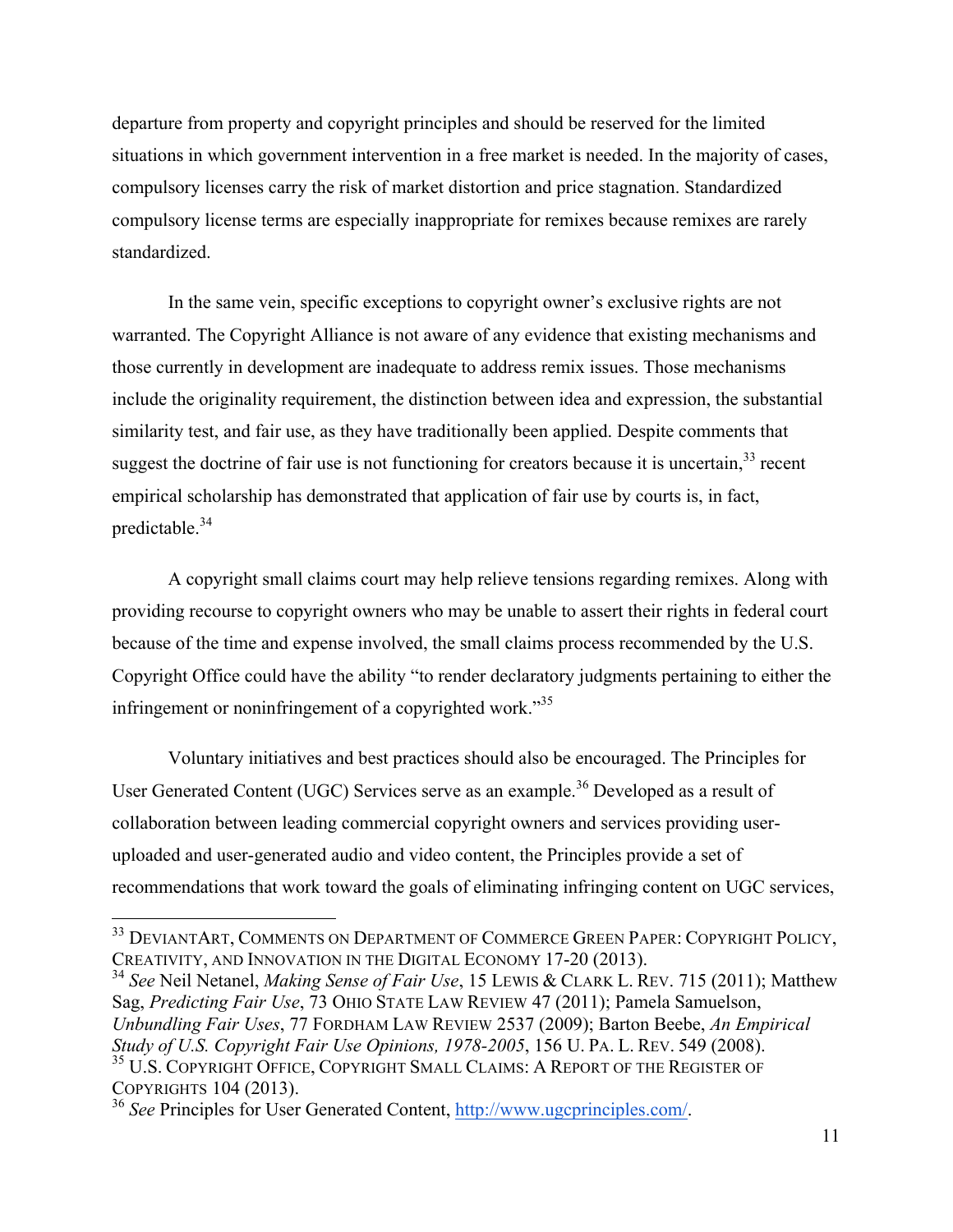departure from property and copyright principles and should be reserved for the limited situations in which government intervention in a free market is needed. In the majority of cases, compulsory licenses carry the risk of market distortion and price stagnation. Standardized compulsory license terms are especially inappropriate for remixes because remixes are rarely standardized.

In the same vein, specific exceptions to copyright owner's exclusive rights are not warranted. The Copyright Alliance is not aware of any evidence that existing mechanisms and those currently in development are inadequate to address remix issues. Those mechanisms include the originality requirement, the distinction between idea and expression, the substantial similarity test, and fair use, as they have traditionally been applied. Despite comments that suggest the doctrine of fair use is not functioning for creators because it is uncertain,[33] recent empirical scholarship has demonstrated that application of fair use by courts is, in fact, predictable.[34]

A copyright small claims court may help relieve tensions regarding remixes. Along with providing recourse to copyright owners who may be unable to assert their rights in federal court because of the time and expense involved, the small claims process recommended by the U.S. Copyright Office could have the ability "to render declaratory judgments pertaining to either the infringement or noninfringement of a copyrighted work."[35]

Voluntary initiatives and best practices should also be encouraged. The Principles for User Generated Content (UGC) Services serve as an example.[36] Developed as a result of collaboration between leading commercial copyright owners and services providing user-uploaded and user-generated audio and video content, the Principles provide a set of recommendations that work toward the goals of eliminating infringing content on UGC services,

---

[33] DEVIANTART, COMMENTS ON DEPARTMENT OF COMMERCE GREEN PAPER: COPYRIGHT POLICY, CREATIVITY, AND INNOVATION IN THE DIGITAL ECONOMY 17-20 (2013).

[34] *See* Neil Netanel, *Making Sense of Fair Use*, 15 LEWIS & CLARK L. REV. 715 (2011); Matthew Sag, *Predicting Fair Use*, 73 OHIO STATE LAW REVIEW 47 (2011); Pamela Samuelson, *Unbundling Fair Uses*, 77 FORDHAM LAW REVIEW 2537 (2009); Barton Beebe, *An Empirical Study of U.S. Copyright Fair Use Opinions, 1978-2005*, 156 U. PA. L. REV. 549 (2008).

[35] U.S. COPYRIGHT OFFICE, COPYRIGHT SMALL CLAIMS: A REPORT OF THE REGISTER OF COPYRIGHTS 104 (2013).

[36] *See* Principles for User Generated Content, http://www.ugcprinciples.com/.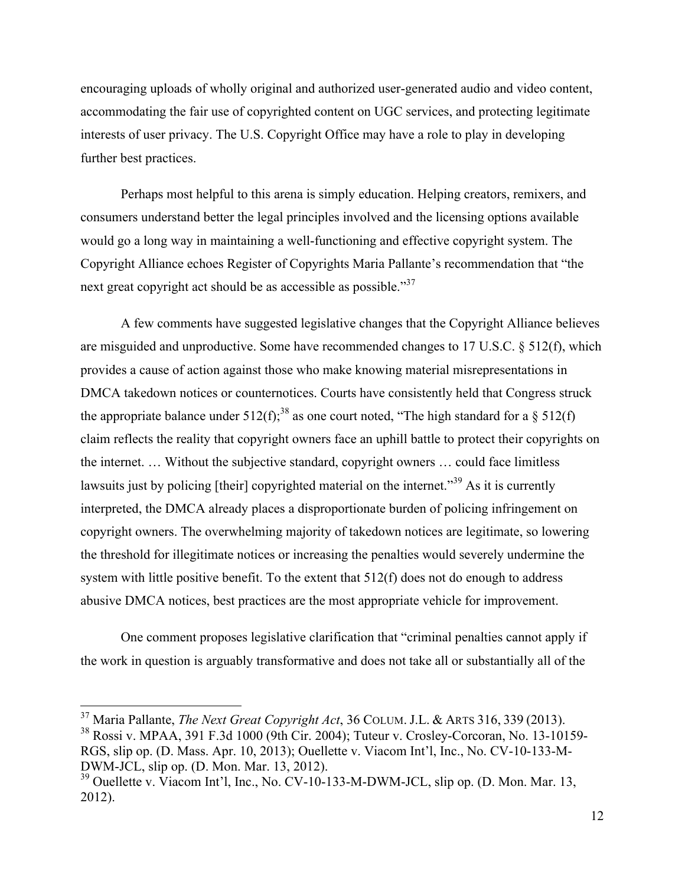encouraging uploads of wholly original and authorized user-generated audio and video content, accommodating the fair use of copyrighted content on UGC services, and protecting legitimate interests of user privacy. The U.S. Copyright Office may have a role to play in developing further best practices.

Perhaps most helpful to this arena is simply education. Helping creators, remixers, and consumers understand better the legal principles involved and the licensing options available would go a long way in maintaining a well-functioning and effective copyright system. The Copyright Alliance echoes Register of Copyrights Maria Pallante's recommendation that "the next great copyright act should be as accessible as possible."[37]

A few comments have suggested legislative changes that the Copyright Alliance believes are misguided and unproductive. Some have recommended changes to 17 U.S.C. § 512(f), which provides a cause of action against those who make knowing material misrepresentations in DMCA takedown notices or counternotices. Courts have consistently held that Congress struck the appropriate balance under 512(f);[38] as one court noted, "The high standard for a § 512(f) claim reflects the reality that copyright owners face an uphill battle to protect their copyrights on the internet. … Without the subjective standard, copyright owners … could face limitless lawsuits just by policing [their] copyrighted material on the internet."[39] As it is currently interpreted, the DMCA already places a disproportionate burden of policing infringement on copyright owners. The overwhelming majority of takedown notices are legitimate, so lowering the threshold for illegitimate notices or increasing the penalties would severely undermine the system with little positive benefit. To the extent that 512(f) does not do enough to address abusive DMCA notices, best practices are the most appropriate vehicle for improvement.

One comment proposes legislative clarification that "criminal penalties cannot apply if the work in question is arguably transformative and does not take all or substantially all of the

---

[37] Maria Pallante, *The Next Great Copyright Act*, 36 COLUM. J.L. & ARTS 316, 339 (2013).

[38] Rossi v. MPAA, 391 F.3d 1000 (9th Cir. 2004); Tuteur v. Crosley-Corcoran, No. 13-10159-RGS, slip op. (D. Mass. Apr. 10, 2013); Ouellette v. Viacom Int'l, Inc., No. CV-10-133-M-DWM-JCL, slip op. (D. Mon. Mar. 13, 2012).

[39] Ouellette v. Viacom Int'l, Inc., No. CV-10-133-M-DWM-JCL, slip op. (D. Mon. Mar. 13, 2012).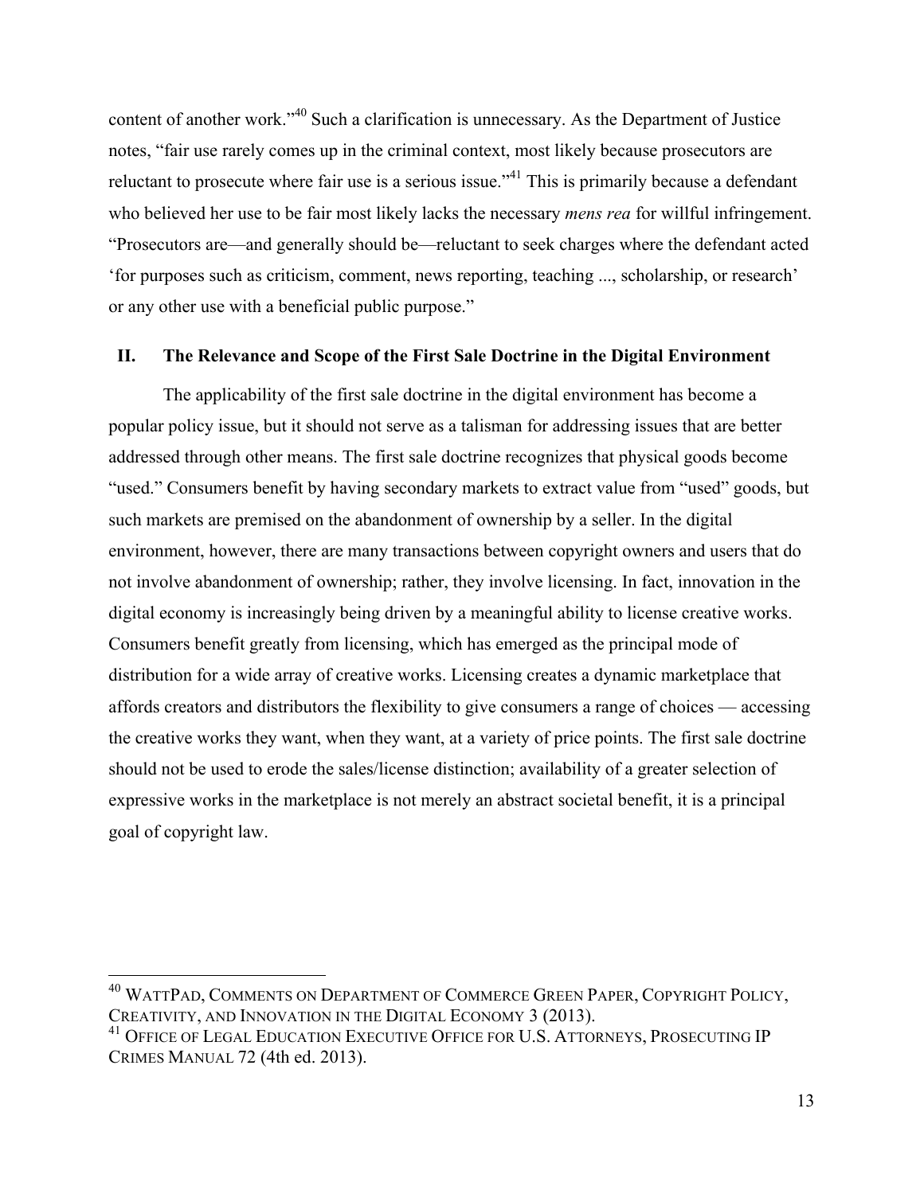content of another work."[40] Such a clarification is unnecessary. As the Department of Justice notes, "fair use rarely comes up in the criminal context, most likely because prosecutors are reluctant to prosecute where fair use is a serious issue."[41] This is primarily because a defendant who believed her use to be fair most likely lacks the necessary *mens rea* for willful infringement. "Prosecutors are—and generally should be—reluctant to seek charges where the defendant acted 'for purposes such as criticism, comment, news reporting, teaching ..., scholarship, or research' or any other use with a beneficial public purpose."

## II. The Relevance and Scope of the First Sale Doctrine in the Digital Environment

The applicability of the first sale doctrine in the digital environment has become a popular policy issue, but it should not serve as a talisman for addressing issues that are better addressed through other means. The first sale doctrine recognizes that physical goods become "used." Consumers benefit by having secondary markets to extract value from "used" goods, but such markets are premised on the abandonment of ownership by a seller. In the digital environment, however, there are many transactions between copyright owners and users that do not involve abandonment of ownership; rather, they involve licensing. In fact, innovation in the digital economy is increasingly being driven by a meaningful ability to license creative works. Consumers benefit greatly from licensing, which has emerged as the principal mode of distribution for a wide array of creative works. Licensing creates a dynamic marketplace that affords creators and distributors the flexibility to give consumers a range of choices — accessing the creative works they want, when they want, at a variety of price points. The first sale doctrine should not be used to erode the sales/license distinction; availability of a greater selection of expressive works in the marketplace is not merely an abstract societal benefit, it is a principal goal of copyright law.

---

[40] WATTPAD, COMMENTS ON DEPARTMENT OF COMMERCE GREEN PAPER, COPYRIGHT POLICY, CREATIVITY, AND INNOVATION IN THE DIGITAL ECONOMY 3 (2013).

[41] OFFICE OF LEGAL EDUCATION EXECUTIVE OFFICE FOR U.S. ATTORNEYS, PROSECUTING IP CRIMES MANUAL 72 (4th ed. 2013).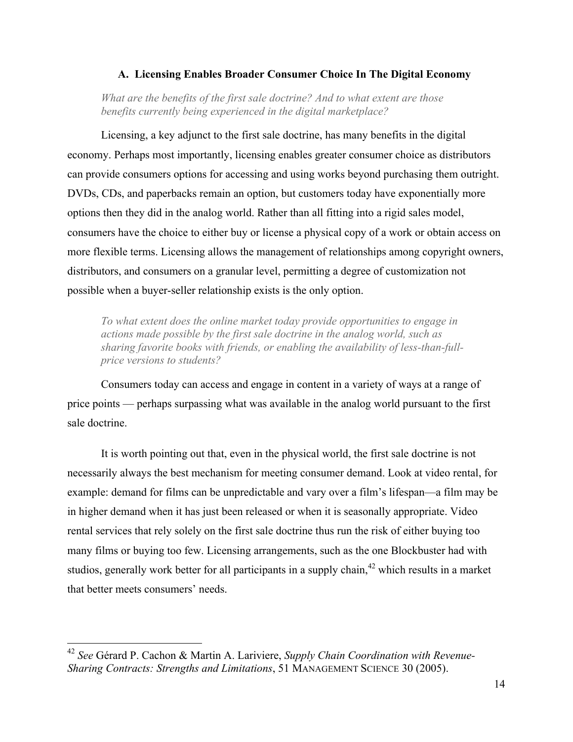### A. Licensing Enables Broader Consumer Choice In The Digital Economy

*What are the benefits of the first sale doctrine? And to what extent are those benefits currently being experienced in the digital marketplace?*

Licensing, a key adjunct to the first sale doctrine, has many benefits in the digital economy. Perhaps most importantly, licensing enables greater consumer choice as distributors can provide consumers options for accessing and using works beyond purchasing them outright. DVDs, CDs, and paperbacks remain an option, but customers today have exponentially more options then they did in the analog world. Rather than all fitting into a rigid sales model, consumers have the choice to either buy or license a physical copy of a work or obtain access on more flexible terms. Licensing allows the management of relationships among copyright owners, distributors, and consumers on a granular level, permitting a degree of customization not possible when a buyer-seller relationship exists is the only option.

*To what extent does the online market today provide opportunities to engage in actions made possible by the first sale doctrine in the analog world, such as sharing favorite books with friends, or enabling the availability of less-than-full-price versions to students?*

Consumers today can access and engage in content in a variety of ways at a range of price points — perhaps surpassing what was available in the analog world pursuant to the first sale doctrine.

It is worth pointing out that, even in the physical world, the first sale doctrine is not necessarily always the best mechanism for meeting consumer demand. Look at video rental, for example: demand for films can be unpredictable and vary over a film's lifespan—a film may be in higher demand when it has just been released or when it is seasonally appropriate. Video rental services that rely solely on the first sale doctrine thus run the risk of either buying too many films or buying too few. Licensing arrangements, such as the one Blockbuster had with studios, generally work better for all participants in a supply chain,[42] which results in a market that better meets consumers' needs.

---

[42] *See* Gérard P. Cachon & Martin A. Lariviere, *Supply Chain Coordination with Revenue-Sharing Contracts: Strengths and Limitations*, 51 MANAGEMENT SCIENCE 30 (2005).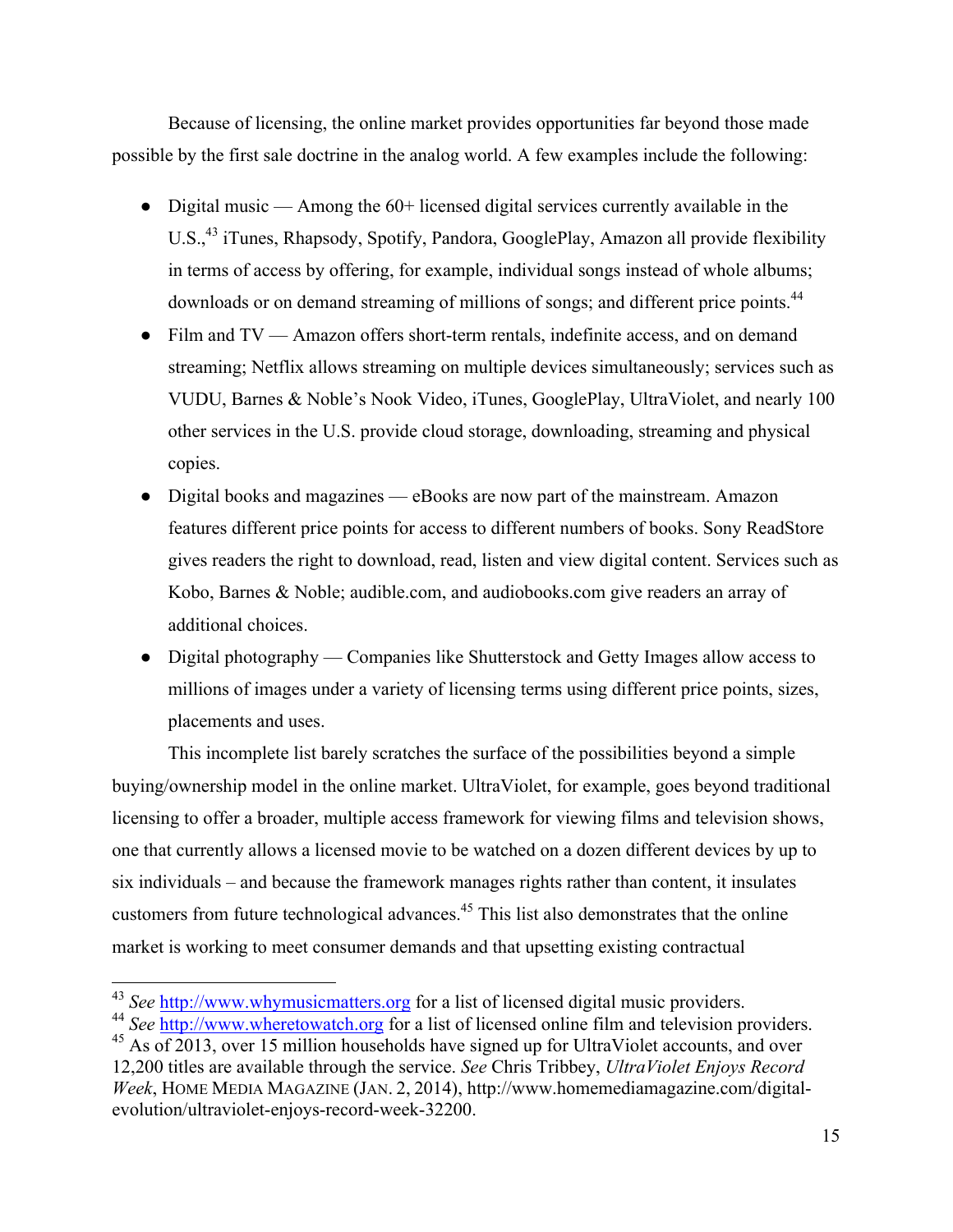Because of licensing, the online market provides opportunities far beyond those made possible by the first sale doctrine in the analog world. A few examples include the following:

- Digital music — Among the 60+ licensed digital services currently available in the U.S.,[43] iTunes, Rhapsody, Spotify, Pandora, GooglePlay, Amazon all provide flexibility in terms of access by offering, for example, individual songs instead of whole albums; downloads or on demand streaming of millions of songs; and different price points.[44]
- Film and TV — Amazon offers short-term rentals, indefinite access, and on demand streaming; Netflix allows streaming on multiple devices simultaneously; services such as VUDU, Barnes & Noble's Nook Video, iTunes, GooglePlay, UltraViolet, and nearly 100 other services in the U.S. provide cloud storage, downloading, streaming and physical copies.
- Digital books and magazines — eBooks are now part of the mainstream. Amazon features different price points for access to different numbers of books. Sony ReadStore gives readers the right to download, read, listen and view digital content. Services such as Kobo, Barnes & Noble; audible.com, and audiobooks.com give readers an array of additional choices.
- Digital photography — Companies like Shutterstock and Getty Images allow access to millions of images under a variety of licensing terms using different price points, sizes, placements and uses.

This incomplete list barely scratches the surface of the possibilities beyond a simple buying/ownership model in the online market. UltraViolet, for example, goes beyond traditional licensing to offer a broader, multiple access framework for viewing films and television shows, one that currently allows a licensed movie to be watched on a dozen different devices by up to six individuals – and because the framework manages rights rather than content, it insulates customers from future technological advances.[45] This list also demonstrates that the online market is working to meet consumer demands and that upsetting existing contractual

---

[43] *See* http://www.whymusicmatters.org for a list of licensed digital music providers.

[44] *See* http://www.wheretowatch.org for a list of licensed online film and television providers.

[45] As of 2013, over 15 million households have signed up for UltraViolet accounts, and over 12,200 titles are available through the service. *See* Chris Tribbey, *UltraViolet Enjoys Record Week*, HOME MEDIA MAGAZINE (JAN. 2, 2014), http://www.homemediamagazine.com/digital-evolution/ultraviolet-enjoys-record-week-32200.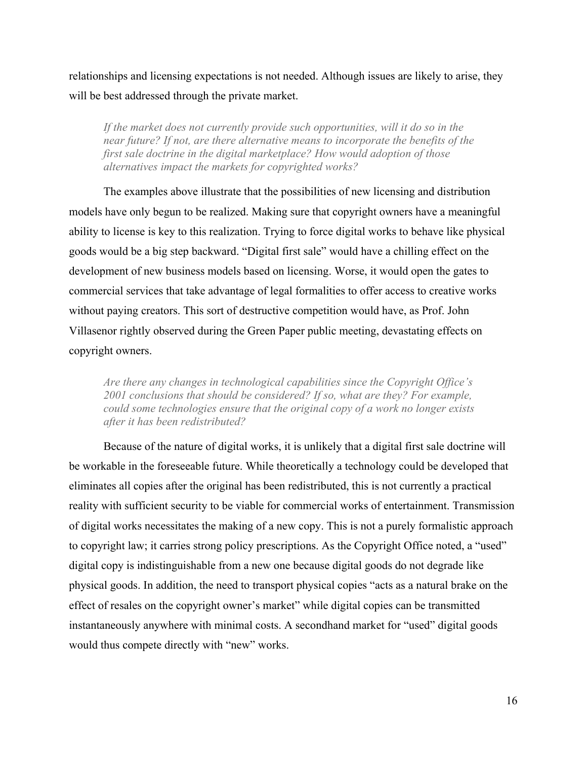relationships and licensing expectations is not needed. Although issues are likely to arise, they will be best addressed through the private market.

> *If the market does not currently provide such opportunities, will it do so in the near future? If not, are there alternative means to incorporate the benefits of the first sale doctrine in the digital marketplace? How would adoption of those alternatives impact the markets for copyrighted works?*

The examples above illustrate that the possibilities of new licensing and distribution models have only begun to be realized. Making sure that copyright owners have a meaningful ability to license is key to this realization. Trying to force digital works to behave like physical goods would be a big step backward. "Digital first sale" would have a chilling effect on the development of new business models based on licensing. Worse, it would open the gates to commercial services that take advantage of legal formalities to offer access to creative works without paying creators. This sort of destructive competition would have, as Prof. John Villasenor rightly observed during the Green Paper public meeting, devastating effects on copyright owners.

> *Are there any changes in technological capabilities since the Copyright Office's 2001 conclusions that should be considered? If so, what are they? For example, could some technologies ensure that the original copy of a work no longer exists after it has been redistributed?*

Because of the nature of digital works, it is unlikely that a digital first sale doctrine will be workable in the foreseeable future. While theoretically a technology could be developed that eliminates all copies after the original has been redistributed, this is not currently a practical reality with sufficient security to be viable for commercial works of entertainment. Transmission of digital works necessitates the making of a new copy. This is not a purely formalistic approach to copyright law; it carries strong policy prescriptions. As the Copyright Office noted, a "used" digital copy is indistinguishable from a new one because digital goods do not degrade like physical goods. In addition, the need to transport physical copies "acts as a natural brake on the effect of resales on the copyright owner's market" while digital copies can be transmitted instantaneously anywhere with minimal costs. A secondhand market for "used" digital goods would thus compete directly with "new" works.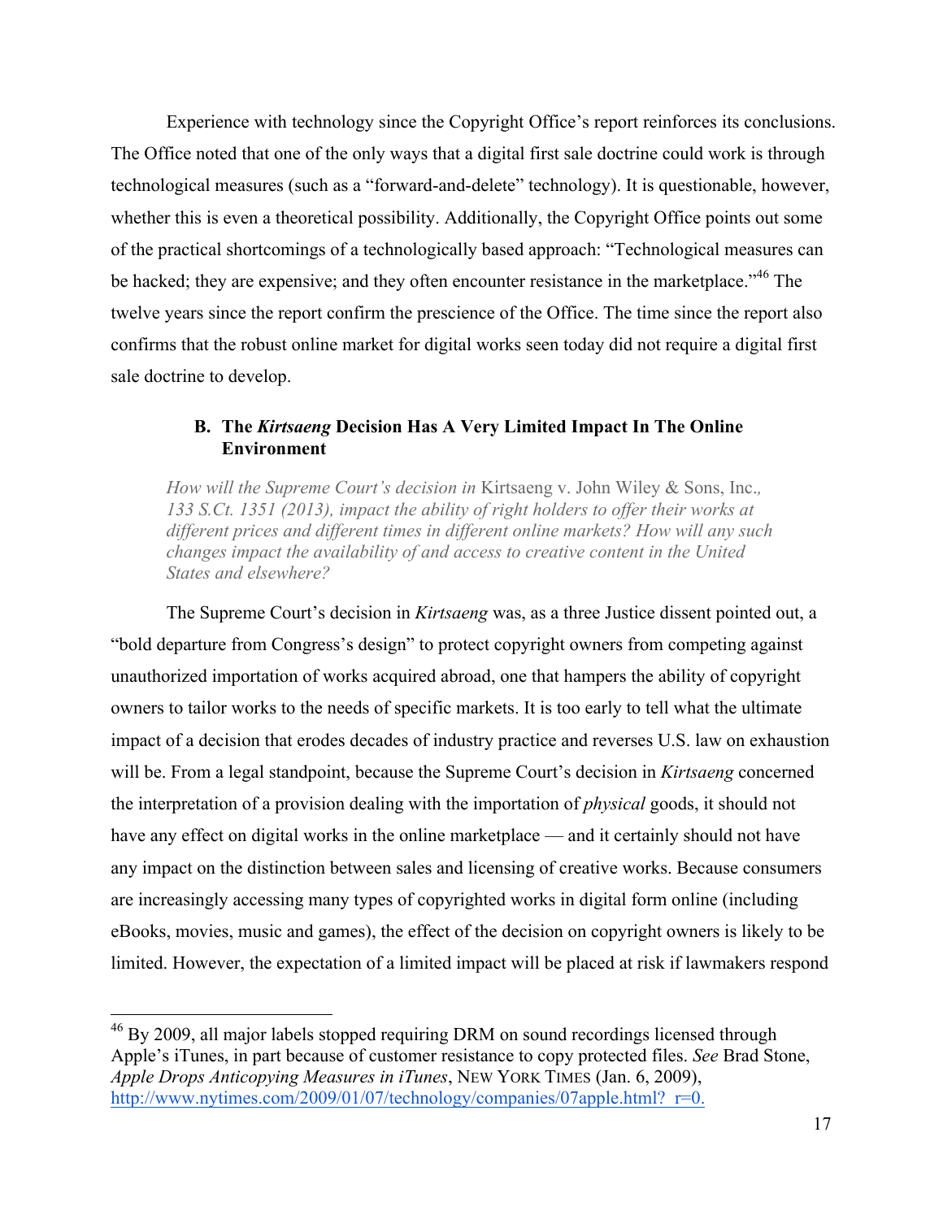Experience with technology since the Copyright Office's report reinforces its conclusions. The Office noted that one of the only ways that a digital first sale doctrine could work is through technological measures (such as a "forward-and-delete" technology). It is questionable, however, whether this is even a theoretical possibility. Additionally, the Copyright Office points out some of the practical shortcomings of a technologically based approach: "Technological measures can be hacked; they are expensive; and they often encounter resistance in the marketplace."[46] The twelve years since the report confirm the prescience of the Office. The time since the report also confirms that the robust online market for digital works seen today did not require a digital first sale doctrine to develop.

### B. The *Kirtsaeng* Decision Has A Very Limited Impact In The Online Environment

> *How will the Supreme Court's decision in* Kirtsaeng v. John Wiley & Sons, Inc.*, 133 S.Ct. 1351 (2013), impact the ability of right holders to offer their works at different prices and different times in different online markets? How will any such changes impact the availability of and access to creative content in the United States and elsewhere?*

The Supreme Court's decision in *Kirtsaeng* was, as a three Justice dissent pointed out, a "bold departure from Congress's design" to protect copyright owners from competing against unauthorized importation of works acquired abroad, one that hampers the ability of copyright owners to tailor works to the needs of specific markets. It is too early to tell what the ultimate impact of a decision that erodes decades of industry practice and reverses U.S. law on exhaustion will be. From a legal standpoint, because the Supreme Court's decision in *Kirtsaeng* concerned the interpretation of a provision dealing with the importation of *physical* goods, it should not have any effect on digital works in the online marketplace — and it certainly should not have any impact on the distinction between sales and licensing of creative works. Because consumers are increasingly accessing many types of copyrighted works in digital form online (including eBooks, movies, music and games), the effect of the decision on copyright owners is likely to be limited. However, the expectation of a limited impact will be placed at risk if lawmakers respond

---

[46] By 2009, all major labels stopped requiring DRM on sound recordings licensed through Apple's iTunes, in part because of customer resistance to copy protected files. *See* Brad Stone, *Apple Drops Anticopying Measures in iTunes*, NEW YORK TIMES (Jan. 6, 2009), http://www.nytimes.com/2009/01/07/technology/companies/07apple.html?_r=0.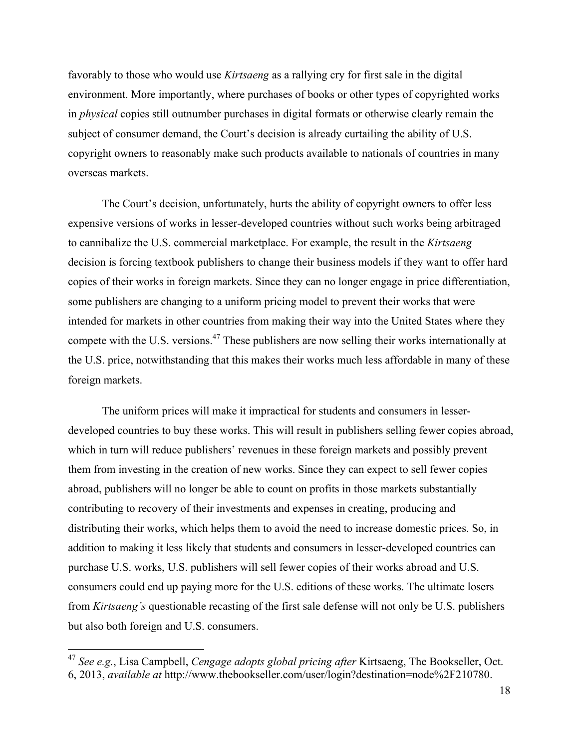favorably to those who would use *Kirtsaeng* as a rallying cry for first sale in the digital environment. More importantly, where purchases of books or other types of copyrighted works in *physical* copies still outnumber purchases in digital formats or otherwise clearly remain the subject of consumer demand, the Court's decision is already curtailing the ability of U.S. copyright owners to reasonably make such products available to nationals of countries in many overseas markets.

The Court's decision, unfortunately, hurts the ability of copyright owners to offer less expensive versions of works in lesser-developed countries without such works being arbitraged to cannibalize the U.S. commercial marketplace. For example, the result in the *Kirtsaeng* decision is forcing textbook publishers to change their business models if they want to offer hard copies of their works in foreign markets. Since they can no longer engage in price differentiation, some publishers are changing to a uniform pricing model to prevent their works that were intended for markets in other countries from making their way into the United States where they compete with the U.S. versions.[47] These publishers are now selling their works internationally at the U.S. price, notwithstanding that this makes their works much less affordable in many of these foreign markets.

The uniform prices will make it impractical for students and consumers in lesser-developed countries to buy these works. This will result in publishers selling fewer copies abroad, which in turn will reduce publishers' revenues in these foreign markets and possibly prevent them from investing in the creation of new works. Since they can expect to sell fewer copies abroad, publishers will no longer be able to count on profits in those markets substantially contributing to recovery of their investments and expenses in creating, producing and distributing their works, which helps them to avoid the need to increase domestic prices. So, in addition to making it less likely that students and consumers in lesser-developed countries can purchase U.S. works, U.S. publishers will sell fewer copies of their works abroad and U.S. consumers could end up paying more for the U.S. editions of these works. The ultimate losers from *Kirtsaeng's* questionable recasting of the first sale defense will not only be U.S. publishers but also both foreign and U.S. consumers.

---

[47] *See e.g.*, Lisa Campbell, *Cengage adopts global pricing after* Kirtsaeng, The Bookseller, Oct. 6, 2013, *available at* http://www.thebookseller.com/user/login?destination=node%2F210780.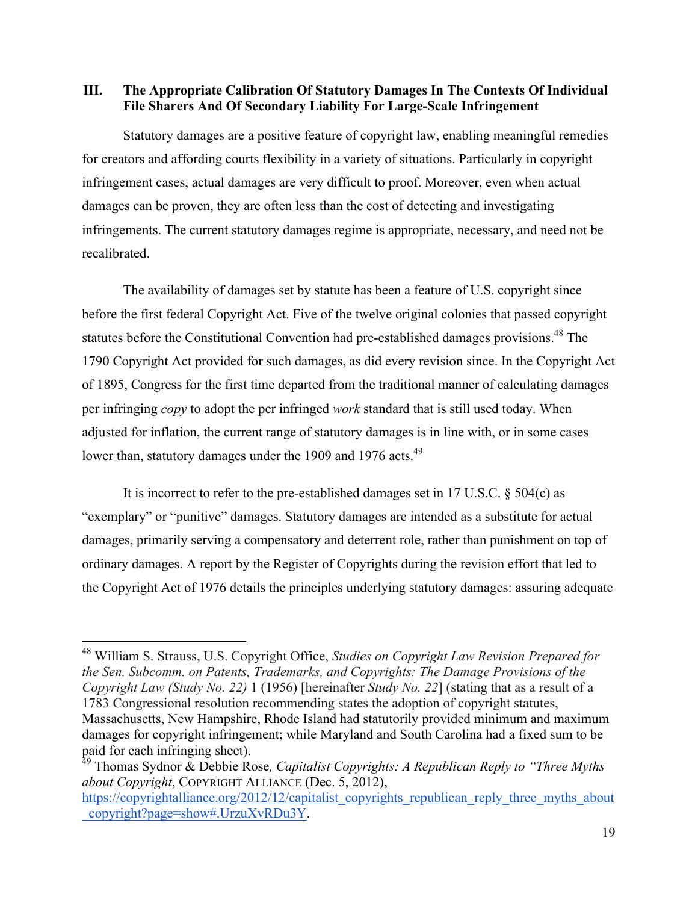## III. The Appropriate Calibration Of Statutory Damages In The Contexts Of Individual File Sharers And Of Secondary Liability For Large-Scale Infringement

Statutory damages are a positive feature of copyright law, enabling meaningful remedies for creators and affording courts flexibility in a variety of situations. Particularly in copyright infringement cases, actual damages are very difficult to proof. Moreover, even when actual damages can be proven, they are often less than the cost of detecting and investigating infringements. The current statutory damages regime is appropriate, necessary, and need not be recalibrated.

The availability of damages set by statute has been a feature of U.S. copyright since before the first federal Copyright Act. Five of the twelve original colonies that passed copyright statutes before the Constitutional Convention had pre-established damages provisions.[48] The 1790 Copyright Act provided for such damages, as did every revision since. In the Copyright Act of 1895, Congress for the first time departed from the traditional manner of calculating damages per infringing *copy* to adopt the per infringed *work* standard that is still used today. When adjusted for inflation, the current range of statutory damages is in line with, or in some cases lower than, statutory damages under the 1909 and 1976 acts.[49]

It is incorrect to refer to the pre-established damages set in 17 U.S.C. § 504(c) as "exemplary" or "punitive" damages. Statutory damages are intended as a substitute for actual damages, primarily serving a compensatory and deterrent role, rather than punishment on top of ordinary damages. A report by the Register of Copyrights during the revision effort that led to the Copyright Act of 1976 details the principles underlying statutory damages: assuring adequate

---

[48] William S. Strauss, U.S. Copyright Office, *Studies on Copyright Law Revision Prepared for the Sen. Subcomm. on Patents, Trademarks, and Copyrights: The Damage Provisions of the Copyright Law (Study No. 22)* 1 (1956) [hereinafter *Study No. 22*] (stating that as a result of a 1783 Congressional resolution recommending states the adoption of copyright statutes, Massachusetts, New Hampshire, Rhode Island had statutorily provided minimum and maximum damages for copyright infringement; while Maryland and South Carolina had a fixed sum to be paid for each infringing sheet).

[49] Thomas Sydnor & Debbie Rose*, Capitalist Copyrights: A Republican Reply to "Three Myths about Copyright*, COPYRIGHT ALLIANCE (Dec. 5, 2012), https://copyrightalliance.org/2012/12/capitalist_copyrights_republican_reply_three_myths_about_copyright?page=show#.UrzuXvRDu3Y.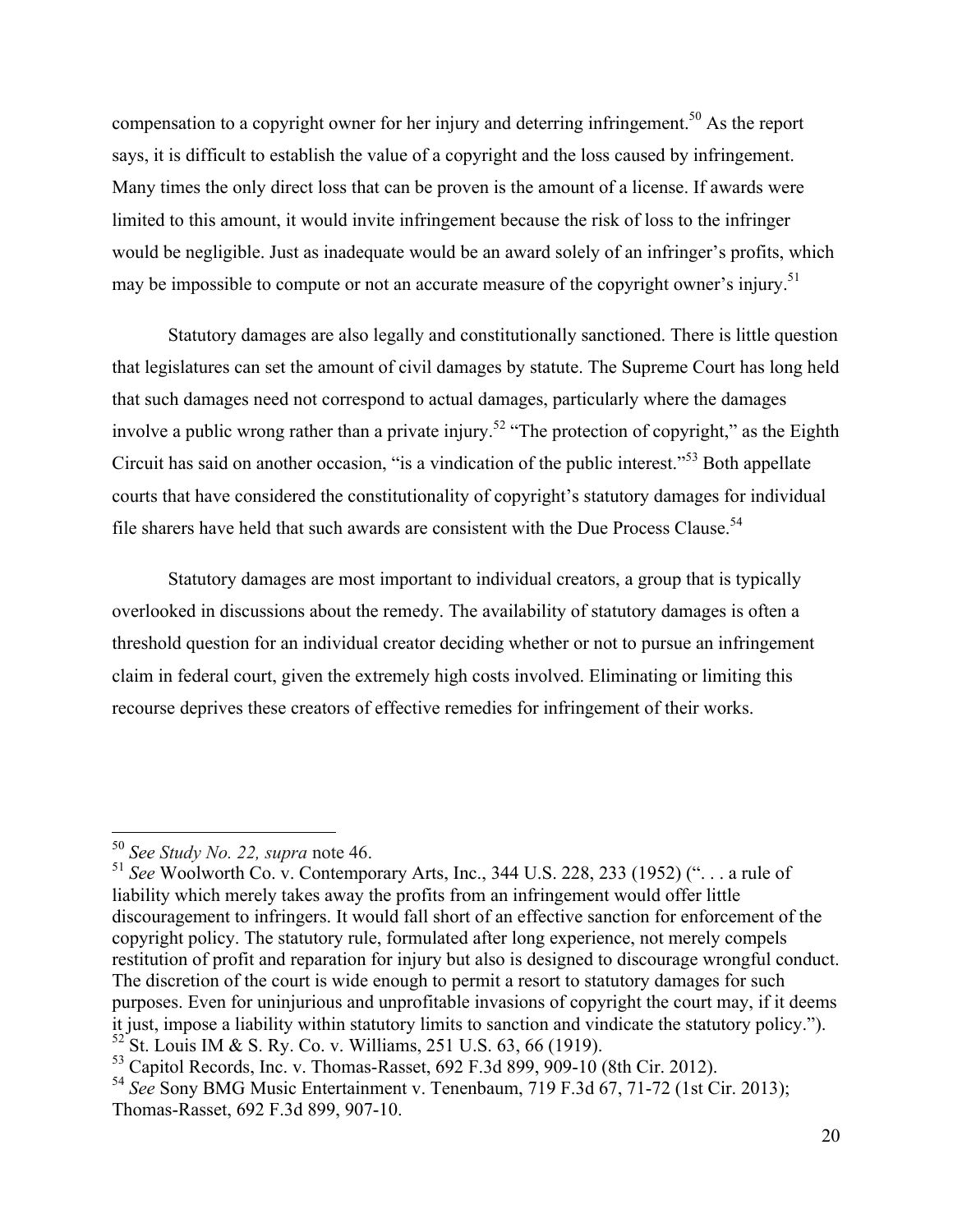compensation to a copyright owner for her injury and deterring infringement.[50] As the report says, it is difficult to establish the value of a copyright and the loss caused by infringement. Many times the only direct loss that can be proven is the amount of a license. If awards were limited to this amount, it would invite infringement because the risk of loss to the infringer would be negligible. Just as inadequate would be an award solely of an infringer's profits, which may be impossible to compute or not an accurate measure of the copyright owner's injury.[51]

Statutory damages are also legally and constitutionally sanctioned. There is little question that legislatures can set the amount of civil damages by statute. The Supreme Court has long held that such damages need not correspond to actual damages, particularly where the damages involve a public wrong rather than a private injury.[52] "The protection of copyright," as the Eighth Circuit has said on another occasion, "is a vindication of the public interest."[53] Both appellate courts that have considered the constitutionality of copyright's statutory damages for individual file sharers have held that such awards are consistent with the Due Process Clause.[54]

Statutory damages are most important to individual creators, a group that is typically overlooked in discussions about the remedy. The availability of statutory damages is often a threshold question for an individual creator deciding whether or not to pursue an infringement claim in federal court, given the extremely high costs involved. Eliminating or limiting this recourse deprives these creators of effective remedies for infringement of their works.

---

[50] *See Study No. 22, supra* note 46.

[51] *See* Woolworth Co. v. Contemporary Arts, Inc., 344 U.S. 228, 233 (1952) (". . . a rule of liability which merely takes away the profits from an infringement would offer little discouragement to infringers. It would fall short of an effective sanction for enforcement of the copyright policy. The statutory rule, formulated after long experience, not merely compels restitution of profit and reparation for injury but also is designed to discourage wrongful conduct. The discretion of the court is wide enough to permit a resort to statutory damages for such purposes. Even for uninjurious and unprofitable invasions of copyright the court may, if it deems it just, impose a liability within statutory limits to sanction and vindicate the statutory policy.").

[52] St. Louis IM & S. Ry. Co. v. Williams, 251 U.S. 63, 66 (1919).

[53] Capitol Records, Inc. v. Thomas-Rasset, 692 F.3d 899, 909-10 (8th Cir. 2012).

[54] *See* Sony BMG Music Entertainment v. Tenenbaum, 719 F.3d 67, 71-72 (1st Cir. 2013); Thomas-Rasset, 692 F.3d 899, 907-10.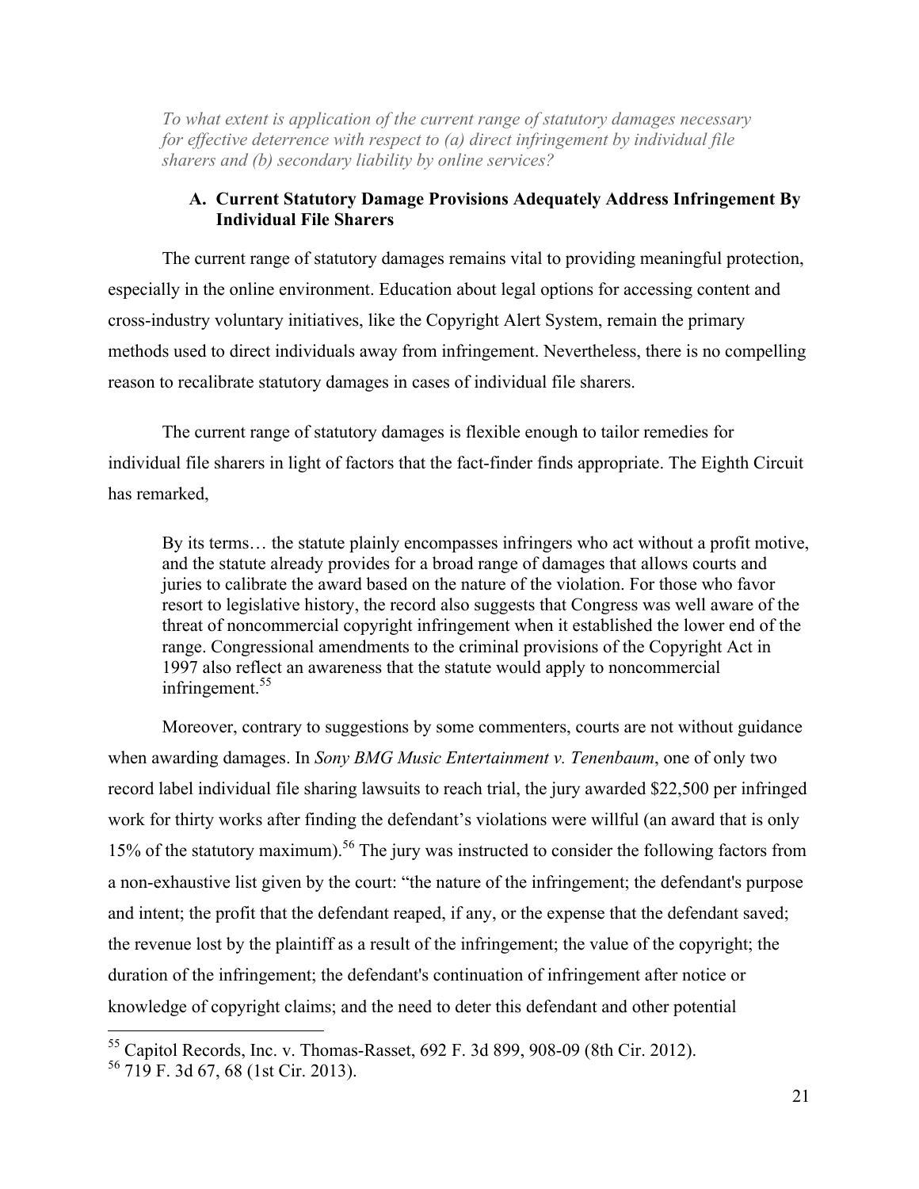*To what extent is application of the current range of statutory damages necessary for effective deterrence with respect to (a) direct infringement by individual file sharers and (b) secondary liability by online services?*

### A. Current Statutory Damage Provisions Adequately Address Infringement By Individual File Sharers

The current range of statutory damages remains vital to providing meaningful protection, especially in the online environment. Education about legal options for accessing content and cross-industry voluntary initiatives, like the Copyright Alert System, remain the primary methods used to direct individuals away from infringement. Nevertheless, there is no compelling reason to recalibrate statutory damages in cases of individual file sharers.

The current range of statutory damages is flexible enough to tailor remedies for individual file sharers in light of factors that the fact-finder finds appropriate. The Eighth Circuit has remarked,

> By its terms… the statute plainly encompasses infringers who act without a profit motive, and the statute already provides for a broad range of damages that allows courts and juries to calibrate the award based on the nature of the violation. For those who favor resort to legislative history, the record also suggests that Congress was well aware of the threat of noncommercial copyright infringement when it established the lower end of the range. Congressional amendments to the criminal provisions of the Copyright Act in 1997 also reflect an awareness that the statute would apply to noncommercial infringement.[55]

Moreover, contrary to suggestions by some commenters, courts are not without guidance when awarding damages. In *Sony BMG Music Entertainment v. Tenenbaum*, one of only two record label individual file sharing lawsuits to reach trial, the jury awarded $22,500 per infringed work for thirty works after finding the defendant's violations were willful (an award that is only 15% of the statutory maximum).[56] The jury was instructed to consider the following factors from a non-exhaustive list given by the court: "the nature of the infringement; the defendant's purpose and intent; the profit that the defendant reaped, if any, or the expense that the defendant saved; the revenue lost by the plaintiff as a result of the infringement; the value of the copyright; the duration of the infringement; the defendant's continuation of infringement after notice or knowledge of copyright claims; and the need to deter this defendant and other potential

---

[55] Capitol Records, Inc. v. Thomas-Rasset, 692 F. 3d 899, 908-09 (8th Cir. 2012).

[56] 719 F. 3d 67, 68 (1st Cir. 2013).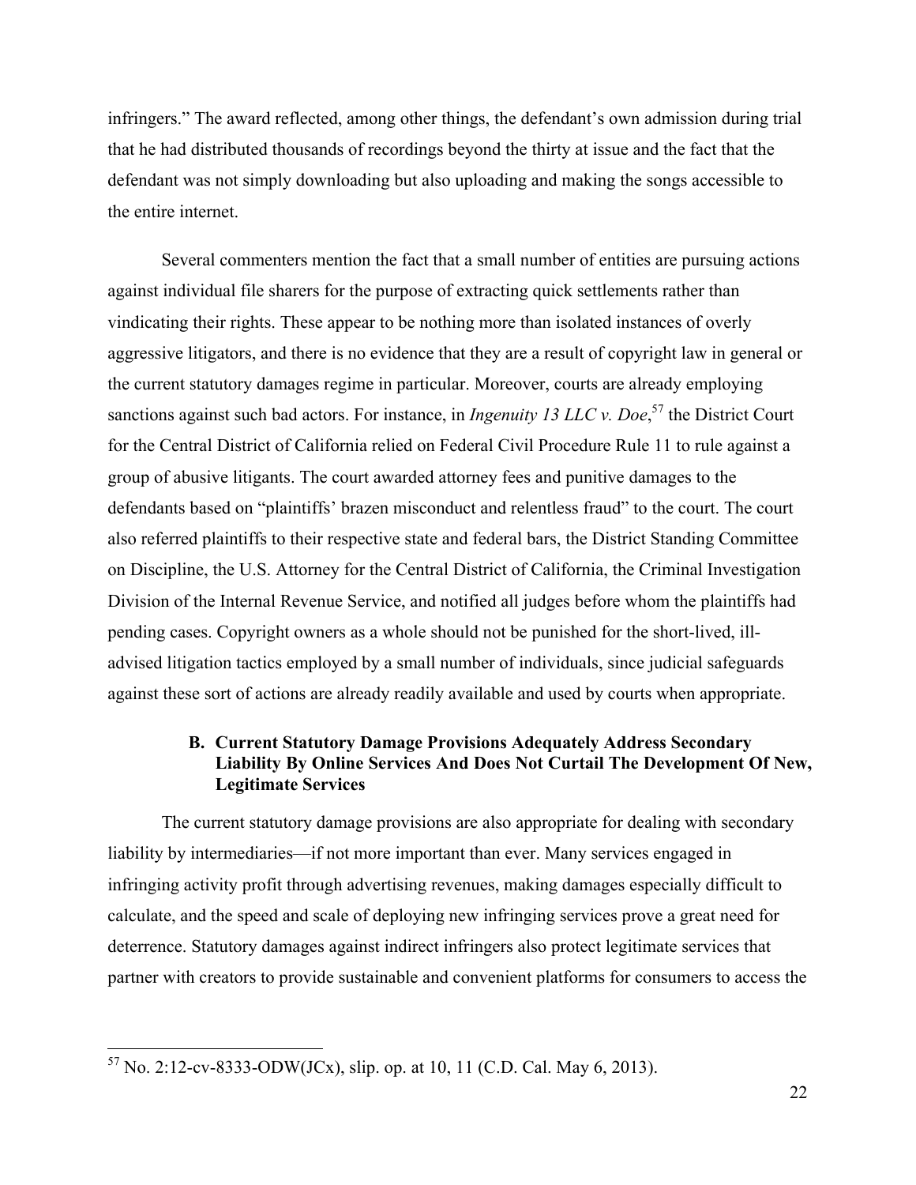infringers." The award reflected, among other things, the defendant's own admission during trial that he had distributed thousands of recordings beyond the thirty at issue and the fact that the defendant was not simply downloading but also uploading and making the songs accessible to the entire internet.

Several commenters mention the fact that a small number of entities are pursuing actions against individual file sharers for the purpose of extracting quick settlements rather than vindicating their rights. These appear to be nothing more than isolated instances of overly aggressive litigators, and there is no evidence that they are a result of copyright law in general or the current statutory damages regime in particular. Moreover, courts are already employing sanctions against such bad actors. For instance, in *Ingenuity 13 LLC v. Doe*,[57] the District Court for the Central District of California relied on Federal Civil Procedure Rule 11 to rule against a group of abusive litigants. The court awarded attorney fees and punitive damages to the defendants based on "plaintiffs' brazen misconduct and relentless fraud" to the court. The court also referred plaintiffs to their respective state and federal bars, the District Standing Committee on Discipline, the U.S. Attorney for the Central District of California, the Criminal Investigation Division of the Internal Revenue Service, and notified all judges before whom the plaintiffs had pending cases. Copyright owners as a whole should not be punished for the short-lived, ill-advised litigation tactics employed by a small number of individuals, since judicial safeguards against these sort of actions are already readily available and used by courts when appropriate.

### B. Current Statutory Damage Provisions Adequately Address Secondary Liability By Online Services And Does Not Curtail The Development Of New, Legitimate Services

The current statutory damage provisions are also appropriate for dealing with secondary liability by intermediaries—if not more important than ever. Many services engaged in infringing activity profit through advertising revenues, making damages especially difficult to calculate, and the speed and scale of deploying new infringing services prove a great need for deterrence. Statutory damages against indirect infringers also protect legitimate services that partner with creators to provide sustainable and convenient platforms for consumers to access the

---

[57] No. 2:12-cv-8333-ODW(JCx), slip. op. at 10, 11 (C.D. Cal. May 6, 2013).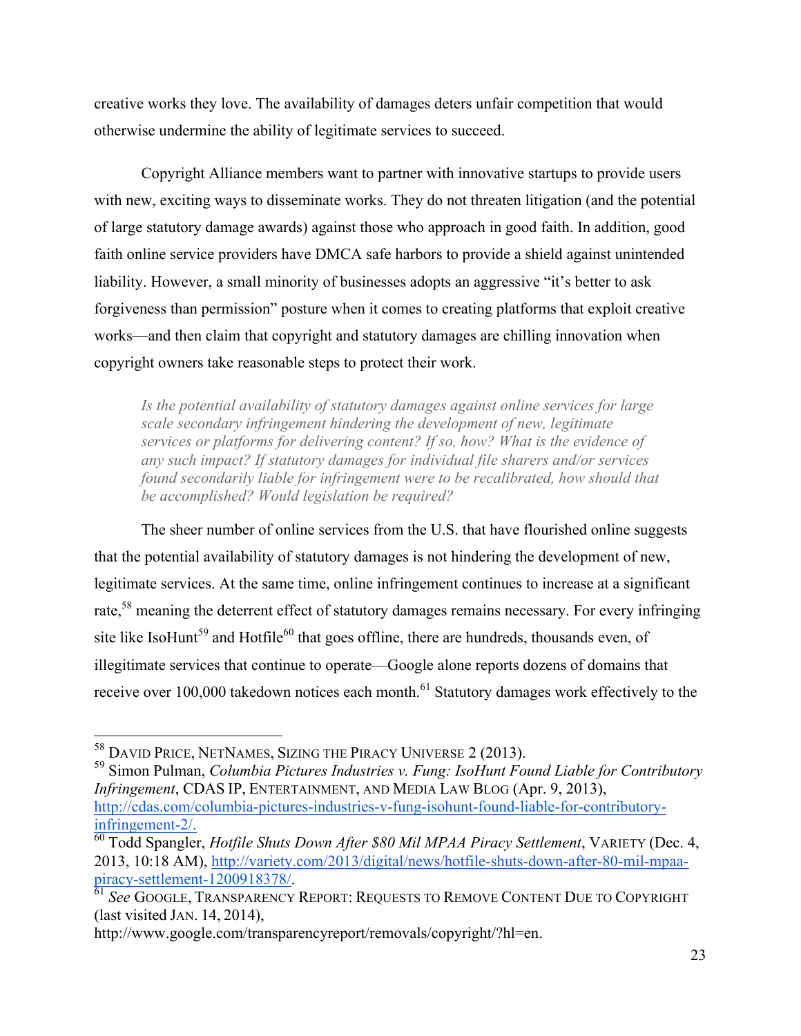creative works they love. The availability of damages deters unfair competition that would otherwise undermine the ability of legitimate services to succeed.

Copyright Alliance members want to partner with innovative startups to provide users with new, exciting ways to disseminate works. They do not threaten litigation (and the potential of large statutory damage awards) against those who approach in good faith. In addition, good faith online service providers have DMCA safe harbors to provide a shield against unintended liability. However, a small minority of businesses adopts an aggressive "it's better to ask forgiveness than permission" posture when it comes to creating platforms that exploit creative works—and then claim that copyright and statutory damages are chilling innovation when copyright owners take reasonable steps to protect their work.

> *Is the potential availability of statutory damages against online services for large scale secondary infringement hindering the development of new, legitimate services or platforms for delivering content? If so, how? What is the evidence of any such impact? If statutory damages for individual file sharers and/or services found secondarily liable for infringement were to be recalibrated, how should that be accomplished? Would legislation be required?*

The sheer number of online services from the U.S. that have flourished online suggests that the potential availability of statutory damages is not hindering the development of new, legitimate services. At the same time, online infringement continues to increase at a significant rate,[58] meaning the deterrent effect of statutory damages remains necessary. For every infringing site like IsoHunt[59] and Hotfile[60] that goes offline, there are hundreds, thousands even, of illegitimate services that continue to operate—Google alone reports dozens of domains that receive over 100,000 takedown notices each month.[61] Statutory damages work effectively to the

---

[58] DAVID PRICE, NETNAMES, SIZING THE PIRACY UNIVERSE 2 (2013).

[59] Simon Pulman, *Columbia Pictures Industries v. Fung: IsoHunt Found Liable for Contributory Infringement*, CDAS IP, ENTERTAINMENT, AND MEDIA LAW BLOG (Apr. 9, 2013), http://cdas.com/columbia-pictures-industries-v-fung-isohunt-found-liable-for-contributory-infringement-2/.

[60] Todd Spangler, *Hotfile Shuts Down After $80 Mil MPAA Piracy Settlement*, VARIETY (Dec. 4, 2013, 10:18 AM), http://variety.com/2013/digital/news/hotfile-shuts-down-after-80-mil-mpaa-piracy-settlement-1200918378/.

[61] *See* GOOGLE, TRANSPARENCY REPORT: REQUESTS TO REMOVE CONTENT DUE TO COPYRIGHT (last visited JAN. 14, 2014), http://www.google.com/transparencyreport/removals/copyright/?hl=en.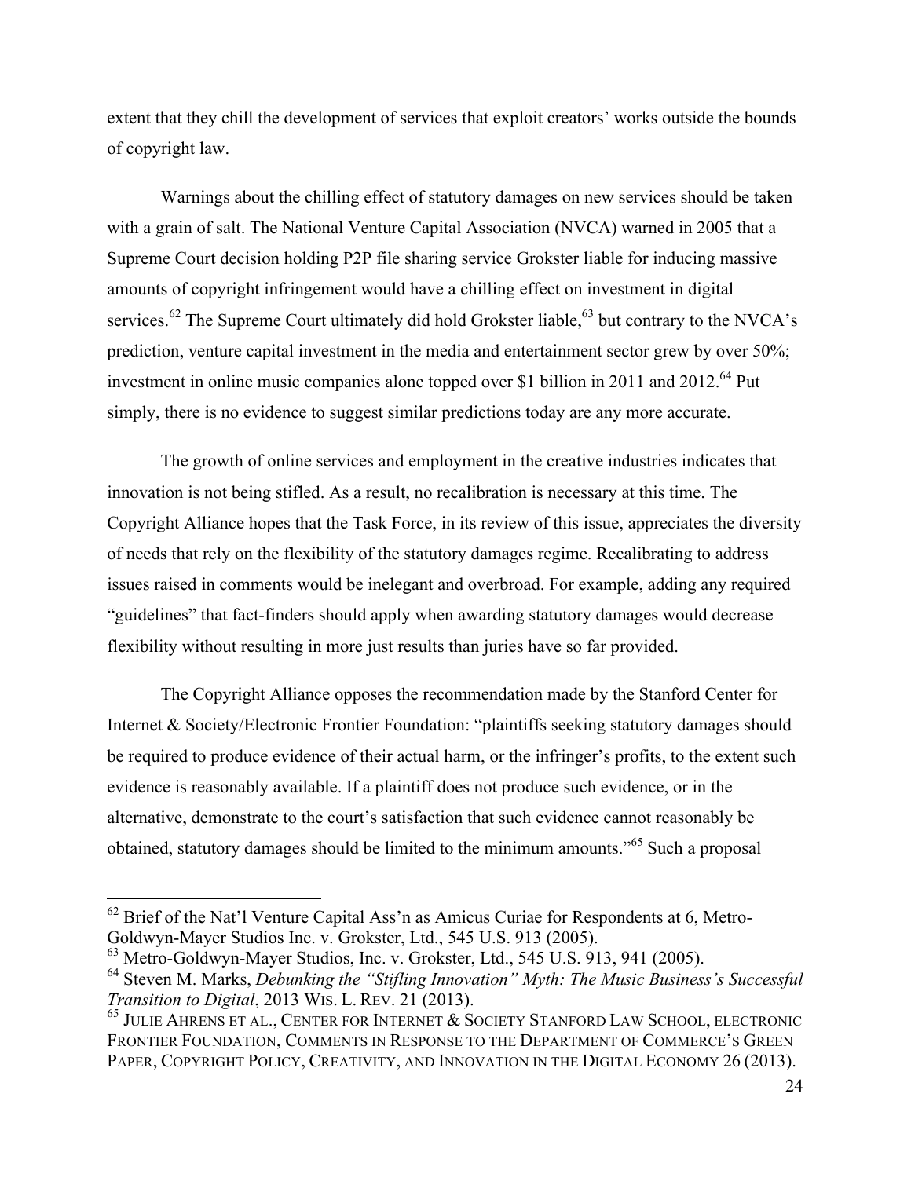extent that they chill the development of services that exploit creators' works outside the bounds of copyright law.

Warnings about the chilling effect of statutory damages on new services should be taken with a grain of salt. The National Venture Capital Association (NVCA) warned in 2005 that a Supreme Court decision holding P2P file sharing service Grokster liable for inducing massive amounts of copyright infringement would have a chilling effect on investment in digital services.[62] The Supreme Court ultimately did hold Grokster liable,[63] but contrary to the NVCA's prediction, venture capital investment in the media and entertainment sector grew by over 50%; investment in online music companies alone topped over $1 billion in 2011 and 2012.[64] Put simply, there is no evidence to suggest similar predictions today are any more accurate.

The growth of online services and employment in the creative industries indicates that innovation is not being stifled. As a result, no recalibration is necessary at this time. The Copyright Alliance hopes that the Task Force, in its review of this issue, appreciates the diversity of needs that rely on the flexibility of the statutory damages regime. Recalibrating to address issues raised in comments would be inelegant and overbroad. For example, adding any required "guidelines" that fact-finders should apply when awarding statutory damages would decrease flexibility without resulting in more just results than juries have so far provided.

The Copyright Alliance opposes the recommendation made by the Stanford Center for Internet & Society/Electronic Frontier Foundation: "plaintiffs seeking statutory damages should be required to produce evidence of their actual harm, or the infringer's profits, to the extent such evidence is reasonably available. If a plaintiff does not produce such evidence, or in the alternative, demonstrate to the court's satisfaction that such evidence cannot reasonably be obtained, statutory damages should be limited to the minimum amounts."[65] Such a proposal

---

[62] Brief of the Nat'l Venture Capital Ass'n as Amicus Curiae for Respondents at 6, Metro-Goldwyn-Mayer Studios Inc. v. Grokster, Ltd., 545 U.S. 913 (2005).

[63] Metro-Goldwyn-Mayer Studios, Inc. v. Grokster, Ltd., 545 U.S. 913, 941 (2005).

[64] Steven M. Marks, *Debunking the "Stifling Innovation" Myth: The Music Business's Successful Transition to Digital*, 2013 WIS. L. REV. 21 (2013).

[65] JULIE AHRENS ET AL., CENTER FOR INTERNET & SOCIETY STANFORD LAW SCHOOL, ELECTRONIC FRONTIER FOUNDATION, COMMENTS IN RESPONSE TO THE DEPARTMENT OF COMMERCE'S GREEN PAPER, COPYRIGHT POLICY, CREATIVITY, AND INNOVATION IN THE DIGITAL ECONOMY 26 (2013).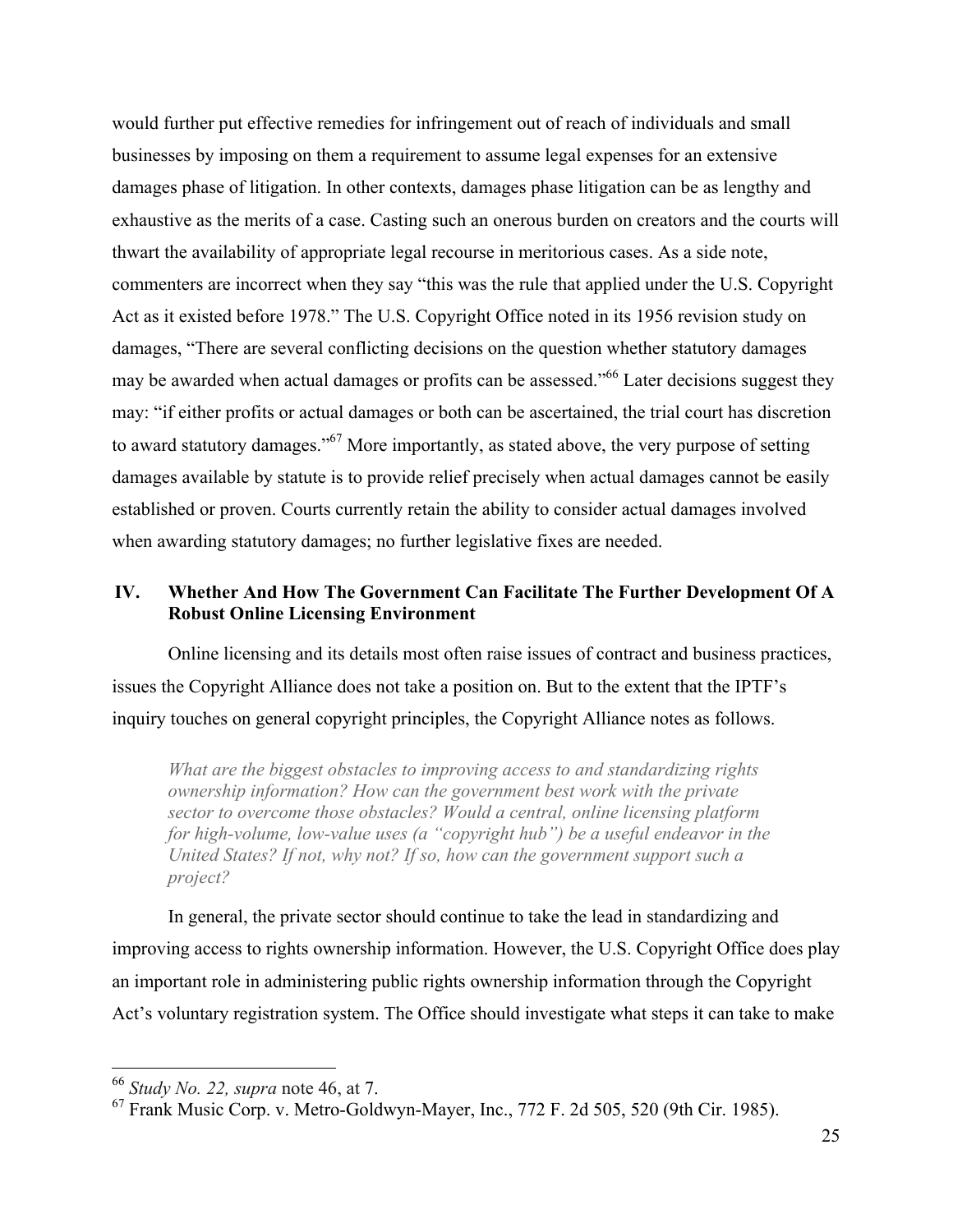would further put effective remedies for infringement out of reach of individuals and small businesses by imposing on them a requirement to assume legal expenses for an extensive damages phase of litigation. In other contexts, damages phase litigation can be as lengthy and exhaustive as the merits of a case. Casting such an onerous burden on creators and the courts will thwart the availability of appropriate legal recourse in meritorious cases. As a side note, commenters are incorrect when they say "this was the rule that applied under the U.S. Copyright Act as it existed before 1978." The U.S. Copyright Office noted in its 1956 revision study on damages, "There are several conflicting decisions on the question whether statutory damages may be awarded when actual damages or profits can be assessed."[66] Later decisions suggest they may: "if either profits or actual damages or both can be ascertained, the trial court has discretion to award statutory damages."[67] More importantly, as stated above, the very purpose of setting damages available by statute is to provide relief precisely when actual damages cannot be easily established or proven. Courts currently retain the ability to consider actual damages involved when awarding statutory damages; no further legislative fixes are needed.

## IV. Whether And How The Government Can Facilitate The Further Development Of A Robust Online Licensing Environment

Online licensing and its details most often raise issues of contract and business practices, issues the Copyright Alliance does not take a position on. But to the extent that the IPTF's inquiry touches on general copyright principles, the Copyright Alliance notes as follows.

> *What are the biggest obstacles to improving access to and standardizing rights ownership information? How can the government best work with the private sector to overcome those obstacles? Would a central, online licensing platform for high-volume, low-value uses (a "copyright hub") be a useful endeavor in the United States? If not, why not? If so, how can the government support such a project?*

In general, the private sector should continue to take the lead in standardizing and improving access to rights ownership information. However, the U.S. Copyright Office does play an important role in administering public rights ownership information through the Copyright Act's voluntary registration system. The Office should investigate what steps it can take to make

---

[66] *Study No. 22, supra* note 46, at 7.

[67] Frank Music Corp. v. Metro-Goldwyn-Mayer, Inc., 772 F. 2d 505, 520 (9th Cir. 1985).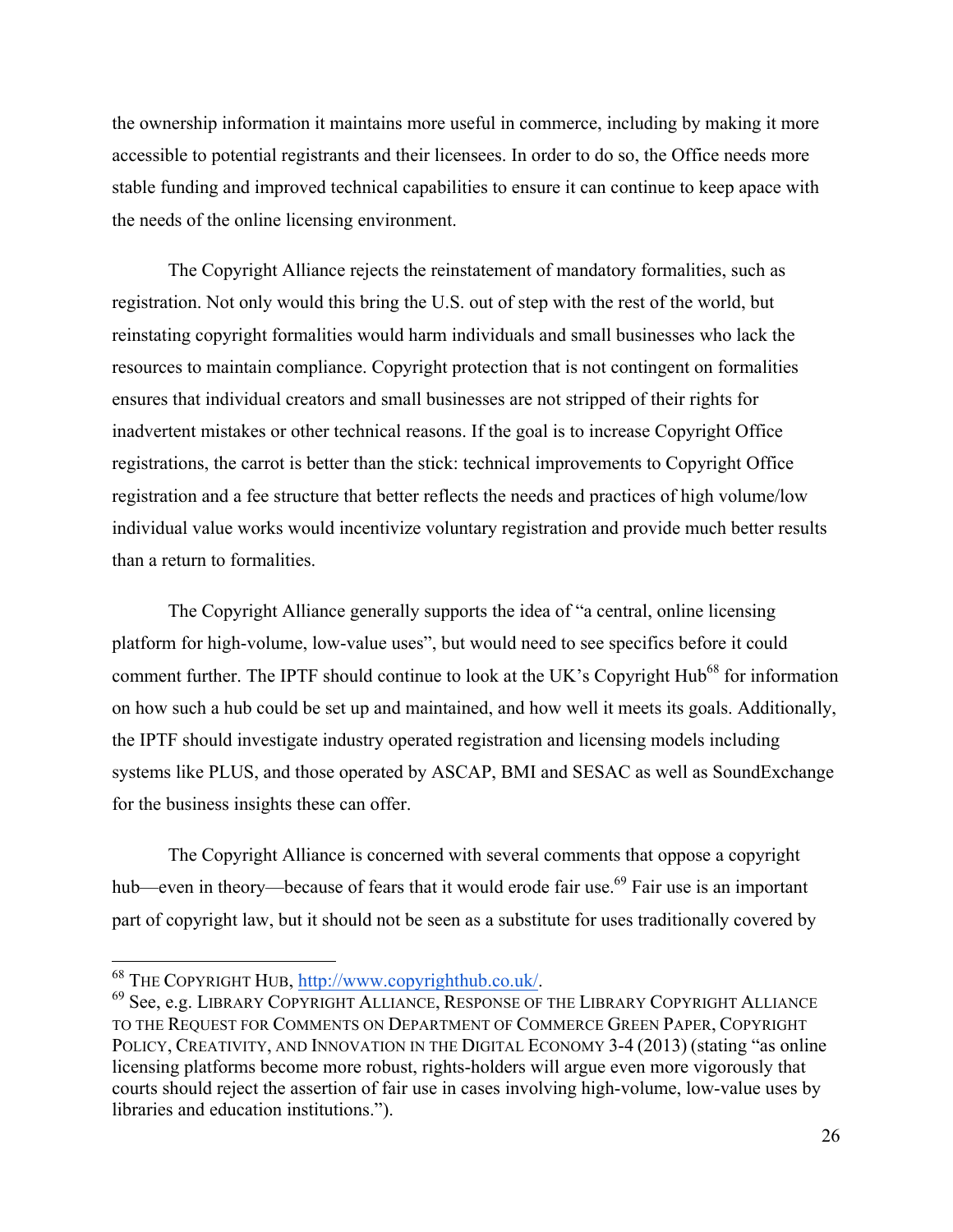the ownership information it maintains more useful in commerce, including by making it more accessible to potential registrants and their licensees. In order to do so, the Office needs more stable funding and improved technical capabilities to ensure it can continue to keep apace with the needs of the online licensing environment.

The Copyright Alliance rejects the reinstatement of mandatory formalities, such as registration. Not only would this bring the U.S. out of step with the rest of the world, but reinstating copyright formalities would harm individuals and small businesses who lack the resources to maintain compliance. Copyright protection that is not contingent on formalities ensures that individual creators and small businesses are not stripped of their rights for inadvertent mistakes or other technical reasons. If the goal is to increase Copyright Office registrations, the carrot is better than the stick: technical improvements to Copyright Office registration and a fee structure that better reflects the needs and practices of high volume/low individual value works would incentivize voluntary registration and provide much better results than a return to formalities.

The Copyright Alliance generally supports the idea of "a central, online licensing platform for high-volume, low-value uses", but would need to see specifics before it could comment further. The IPTF should continue to look at the UK's Copyright Hub[68] for information on how such a hub could be set up and maintained, and how well it meets its goals. Additionally, the IPTF should investigate industry operated registration and licensing models including systems like PLUS, and those operated by ASCAP, BMI and SESAC as well as SoundExchange for the business insights these can offer.

The Copyright Alliance is concerned with several comments that oppose a copyright hub—even in theory—because of fears that it would erode fair use.[69] Fair use is an important part of copyright law, but it should not be seen as a substitute for uses traditionally covered by

---

[68] THE COPYRIGHT HUB, http://www.copyrighthub.co.uk/.

[69] See, e.g. LIBRARY COPYRIGHT ALLIANCE, RESPONSE OF THE LIBRARY COPYRIGHT ALLIANCE TO THE REQUEST FOR COMMENTS ON DEPARTMENT OF COMMERCE GREEN PAPER, COPYRIGHT POLICY, CREATIVITY, AND INNOVATION IN THE DIGITAL ECONOMY 3-4 (2013) (stating "as online licensing platforms become more robust, rights-holders will argue even more vigorously that courts should reject the assertion of fair use in cases involving high-volume, low-value uses by libraries and education institutions.").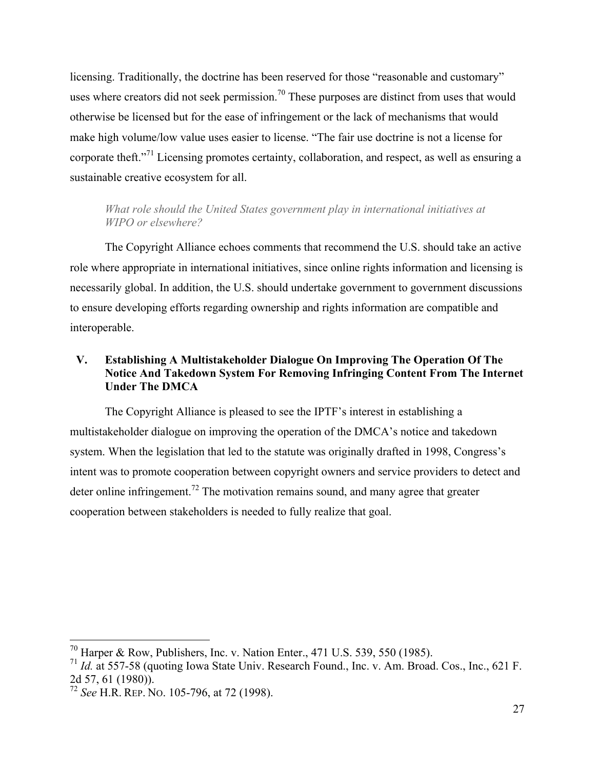licensing. Traditionally, the doctrine has been reserved for those "reasonable and customary" uses where creators did not seek permission.[70] These purposes are distinct from uses that would otherwise be licensed but for the ease of infringement or the lack of mechanisms that would make high volume/low value uses easier to license. "The fair use doctrine is not a license for corporate theft."[71] Licensing promotes certainty, collaboration, and respect, as well as ensuring a sustainable creative ecosystem for all.

*What role should the United States government play in international initiatives at WIPO or elsewhere?*

The Copyright Alliance echoes comments that recommend the U.S. should take an active role where appropriate in international initiatives, since online rights information and licensing is necessarily global. In addition, the U.S. should undertake government to government discussions to ensure developing efforts regarding ownership and rights information are compatible and interoperable.

## V. Establishing A Multistakeholder Dialogue On Improving The Operation Of The Notice And Takedown System For Removing Infringing Content From The Internet Under The DMCA

The Copyright Alliance is pleased to see the IPTF's interest in establishing a multistakeholder dialogue on improving the operation of the DMCA's notice and takedown system. When the legislation that led to the statute was originally drafted in 1998, Congress's intent was to promote cooperation between copyright owners and service providers to detect and deter online infringement.[72] The motivation remains sound, and many agree that greater cooperation between stakeholders is needed to fully realize that goal.

---

[70] Harper & Row, Publishers, Inc. v. Nation Enter., 471 U.S. 539, 550 (1985).

[71] *Id.* at 557-58 (quoting Iowa State Univ. Research Found., Inc. v. Am. Broad. Cos., Inc., 621 F. 2d 57, 61 (1980)).

[72] *See* H.R. REP. NO. 105-796, at 72 (1998).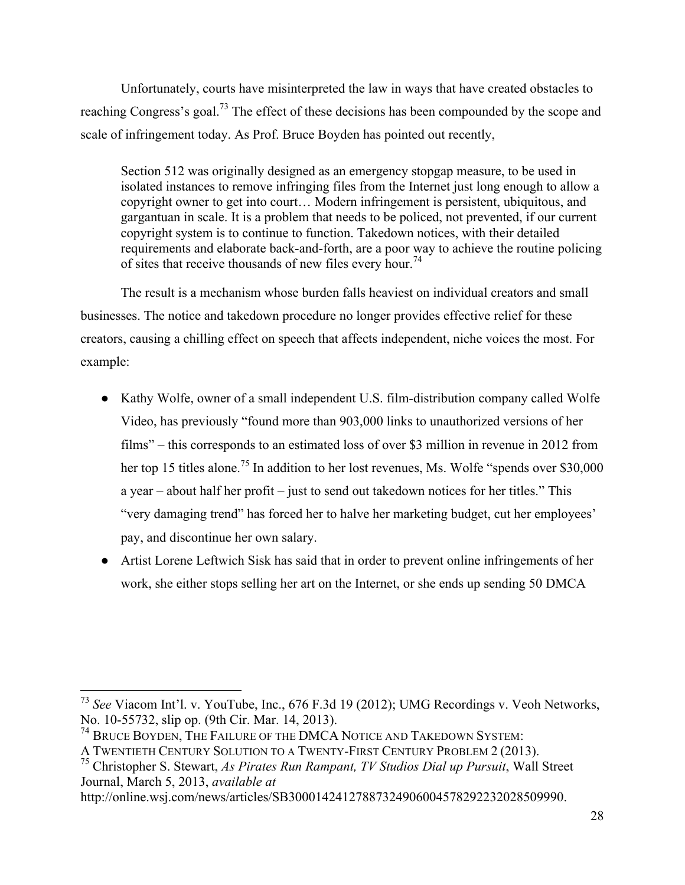Unfortunately, courts have misinterpreted the law in ways that have created obstacles to reaching Congress's goal.[73] The effect of these decisions has been compounded by the scope and scale of infringement today. As Prof. Bruce Boyden has pointed out recently,

> Section 512 was originally designed as an emergency stopgap measure, to be used in isolated instances to remove infringing files from the Internet just long enough to allow a copyright owner to get into court… Modern infringement is persistent, ubiquitous, and gargantuan in scale. It is a problem that needs to be policed, not prevented, if our current copyright system is to continue to function. Takedown notices, with their detailed requirements and elaborate back-and-forth, are a poor way to achieve the routine policing of sites that receive thousands of new files every hour.[74]

The result is a mechanism whose burden falls heaviest on individual creators and small businesses. The notice and takedown procedure no longer provides effective relief for these creators, causing a chilling effect on speech that affects independent, niche voices the most. For example:

- Kathy Wolfe, owner of a small independent U.S. film-distribution company called Wolfe Video, has previously "found more than 903,000 links to unauthorized versions of her films" – this corresponds to an estimated loss of over $3 million in revenue in 2012 from her top 15 titles alone.[75] In addition to her lost revenues, Ms. Wolfe "spends over $30,000 a year – about half her profit – just to send out takedown notices for her titles." This "very damaging trend" has forced her to halve her marketing budget, cut her employees' pay, and discontinue her own salary.
- Artist Lorene Leftwich Sisk has said that in order to prevent online infringements of her work, she either stops selling her art on the Internet, or she ends up sending 50 DMCA

---

[73] *See* Viacom Int'l. v. YouTube, Inc., 676 F.3d 19 (2012); UMG Recordings v. Veoh Networks, No. 10-55732, slip op. (9th Cir. Mar. 14, 2013).

[74] BRUCE BOYDEN, THE FAILURE OF THE DMCA NOTICE AND TAKEDOWN SYSTEM: A TWENTIETH CENTURY SOLUTION TO A TWENTY-FIRST CENTURY PROBLEM 2 (2013).

[75] Christopher S. Stewart, *As Pirates Run Rampant, TV Studios Dial up Pursuit*, Wall Street Journal, March 5, 2013, *available at* http://online.wsj.com/news/articles/SB30001424127887324906004578292232028509990.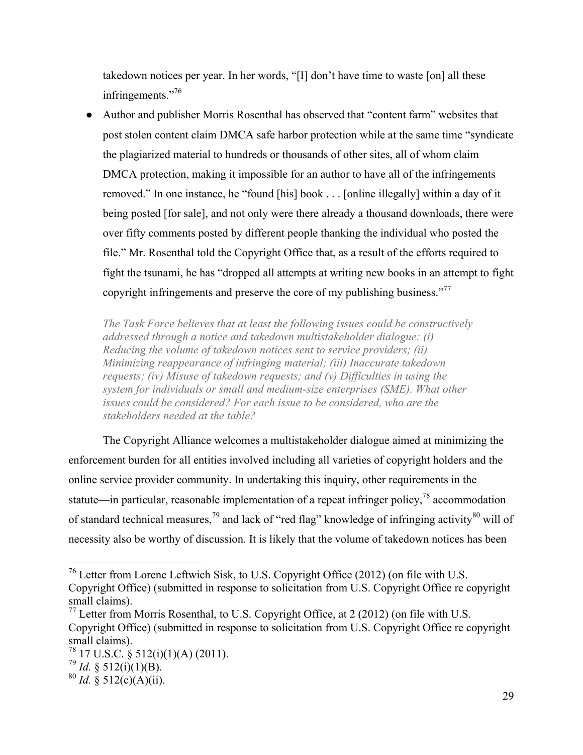takedown notices per year. In her words, "[I] don't have time to waste [on] all these infringements."[76]

- Author and publisher Morris Rosenthal has observed that "content farm" websites that post stolen content claim DMCA safe harbor protection while at the same time "syndicate the plagiarized material to hundreds or thousands of other sites, all of whom claim DMCA protection, making it impossible for an author to have all of the infringements removed." In one instance, he "found [his] book . . . [online illegally] within a day of it being posted [for sale], and not only were there already a thousand downloads, there were over fifty comments posted by different people thanking the individual who posted the file." Mr. Rosenthal told the Copyright Office that, as a result of the efforts required to fight the tsunami, he has "dropped all attempts at writing new books in an attempt to fight copyright infringements and preserve the core of my publishing business."[77]

*The Task Force believes that at least the following issues could be constructively addressed through a notice and takedown multistakeholder dialogue: (i) Reducing the volume of takedown notices sent to service providers; (ii) Minimizing reappearance of infringing material; (iii) Inaccurate takedown requests; (iv) Misuse of takedown requests; and (v) Difficulties in using the system for individuals or small and medium-size enterprises (SME). What other issues could be considered? For each issue to be considered, who are the stakeholders needed at the table?*

The Copyright Alliance welcomes a multistakeholder dialogue aimed at minimizing the enforcement burden for all entities involved including all varieties of copyright holders and the online service provider community. In undertaking this inquiry, other requirements in the statute—in particular, reasonable implementation of a repeat infringer policy,[78] accommodation of standard technical measures,[79] and lack of "red flag" knowledge of infringing activity[80] will of necessity also be worthy of discussion. It is likely that the volume of takedown notices has been

---

[76] Letter from Lorene Leftwich Sisk, to U.S. Copyright Office (2012) (on file with U.S. Copyright Office) (submitted in response to solicitation from U.S. Copyright Office re copyright small claims).

[77] Letter from Morris Rosenthal, to U.S. Copyright Office, at 2 (2012) (on file with U.S. Copyright Office) (submitted in response to solicitation from U.S. Copyright Office re copyright small claims).

[78] 17 U.S.C. § 512(i)(1)(A) (2011).

[79] *Id.* § 512(i)(1)(B).

[80] *Id.* § 512(c)(A)(ii).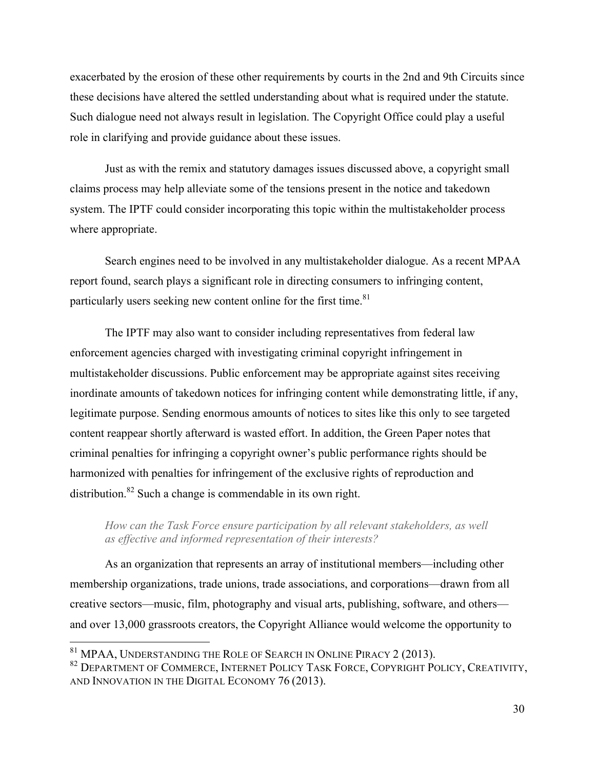exacerbated by the erosion of these other requirements by courts in the 2nd and 9th Circuits since these decisions have altered the settled understanding about what is required under the statute. Such dialogue need not always result in legislation. The Copyright Office could play a useful role in clarifying and provide guidance about these issues.

Just as with the remix and statutory damages issues discussed above, a copyright small claims process may help alleviate some of the tensions present in the notice and takedown system. The IPTF could consider incorporating this topic within the multistakeholder process where appropriate.

Search engines need to be involved in any multistakeholder dialogue. As a recent MPAA report found, search plays a significant role in directing consumers to infringing content, particularly users seeking new content online for the first time.[81]

The IPTF may also want to consider including representatives from federal law enforcement agencies charged with investigating criminal copyright infringement in multistakeholder discussions. Public enforcement may be appropriate against sites receiving inordinate amounts of takedown notices for infringing content while demonstrating little, if any, legitimate purpose. Sending enormous amounts of notices to sites like this only to see targeted content reappear shortly afterward is wasted effort. In addition, the Green Paper notes that criminal penalties for infringing a copyright owner's public performance rights should be harmonized with penalties for infringement of the exclusive rights of reproduction and distribution.[82] Such a change is commendable in its own right.

*How can the Task Force ensure participation by all relevant stakeholders, as well as effective and informed representation of their interests?*

As an organization that represents an array of institutional members—including other membership organizations, trade unions, trade associations, and corporations—drawn from all creative sectors—music, film, photography and visual arts, publishing, software, and others—and over 13,000 grassroots creators, the Copyright Alliance would welcome the opportunity to

---

[81] MPAA, UNDERSTANDING THE ROLE OF SEARCH IN ONLINE PIRACY 2 (2013).

[82] DEPARTMENT OF COMMERCE, INTERNET POLICY TASK FORCE, COPYRIGHT POLICY, CREATIVITY, AND INNOVATION IN THE DIGITAL ECONOMY 76 (2013).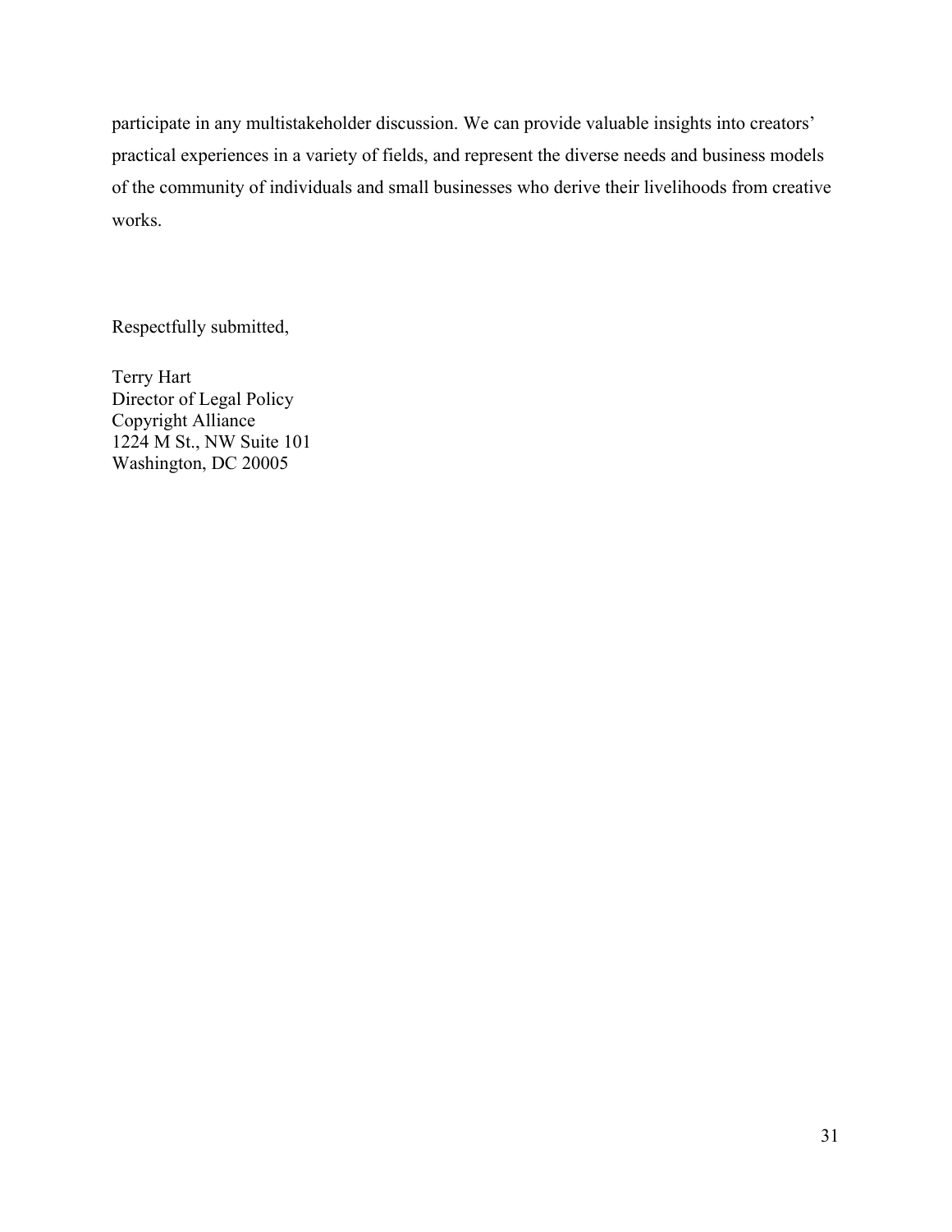participate in any multistakeholder discussion. We can provide valuable insights into creators' practical experiences in a variety of fields, and represent the diverse needs and business models of the community of individuals and small businesses who derive their livelihoods from creative works.

Respectfully submitted,

Terry Hart  
Director of Legal Policy  
Copyright Alliance  
1224 M St., NW Suite 101  
Washington, DC 20005